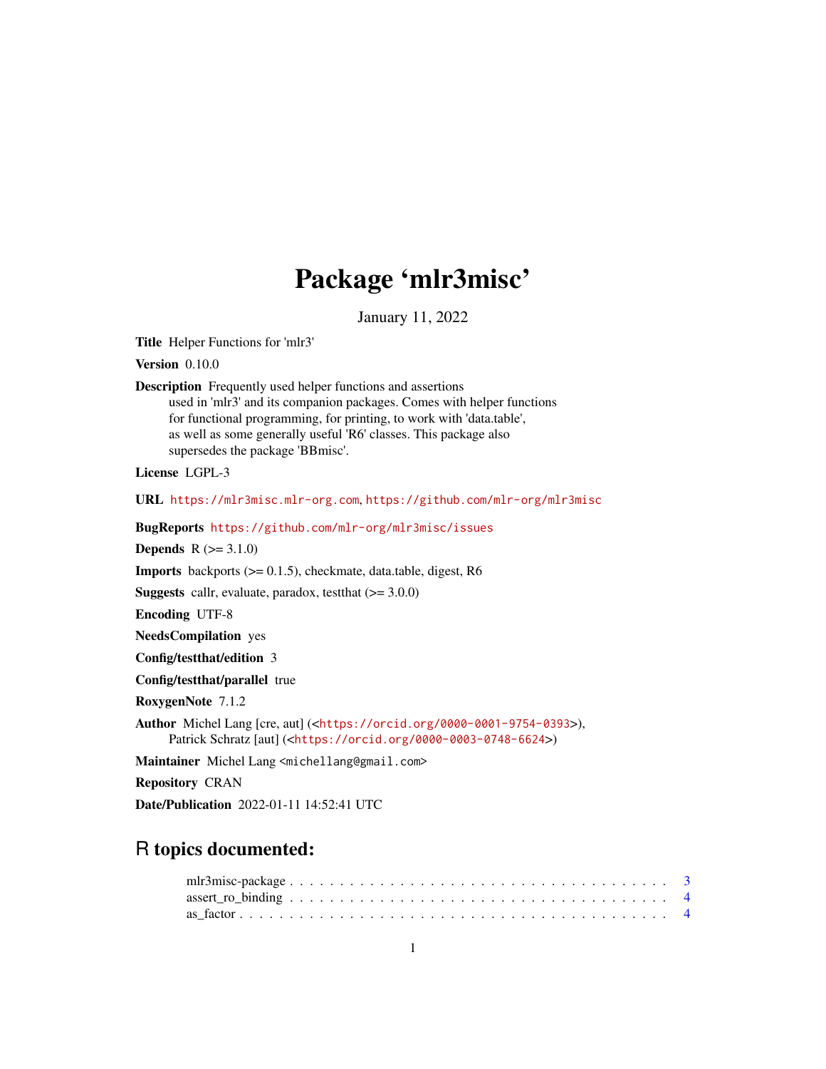# Package 'mlr3misc'

January 11, 2022

**Title** Helper Functions for 'mlr3'

**Version** 0.10.0

**Description** Frequently used helper functions and assertions used in 'mlr3' and its companion packages. Comes with helper functions for functional programming, for printing, to work with 'data.table', as well as some generally useful 'R6' classes. This package also supersedes the package 'BBmisc'.

**License** LGPL-3

**URL** https://mlr3misc.mlr-org.com, https://github.com/mlr-org/mlr3misc

**BugReports** https://github.com/mlr-org/mlr3misc/issues

**Depends** R (>= 3.1.0)

**Imports** backports (>= 0.1.5), checkmate, data.table, digest, R6

**Suggests** callr, evaluate, paradox, testthat (>= 3.0.0)

**Encoding** UTF-8

**NeedsCompilation** yes

**Config/testthat/edition** 3

**Config/testthat/parallel** true

**RoxygenNote** 7.1.2

**Author** Michel Lang [cre, aut] (<https://orcid.org/0000-0001-9754-0393>), Patrick Schratz [aut] (<https://orcid.org/0000-0003-0748-6624>)

**Maintainer** Michel Lang <michellang@gmail.com>

**Repository** CRAN

**Date/Publication** 2022-01-11 14:52:41 UTC

## R topics documented:

mlr3misc-package . . . . . . . . . . . . . . . . . . . . . . . . . . . . . . . . . . . . . . . . 3
assert_ro_binding . . . . . . . . . . . . . . . . . . . . . . . . . . . . . . . . . . . . . . . . 4
as_factor . . . . . . . . . . . . . . . . . . . . . . . . . . . . . . . . . . . . . . . . . . . . 4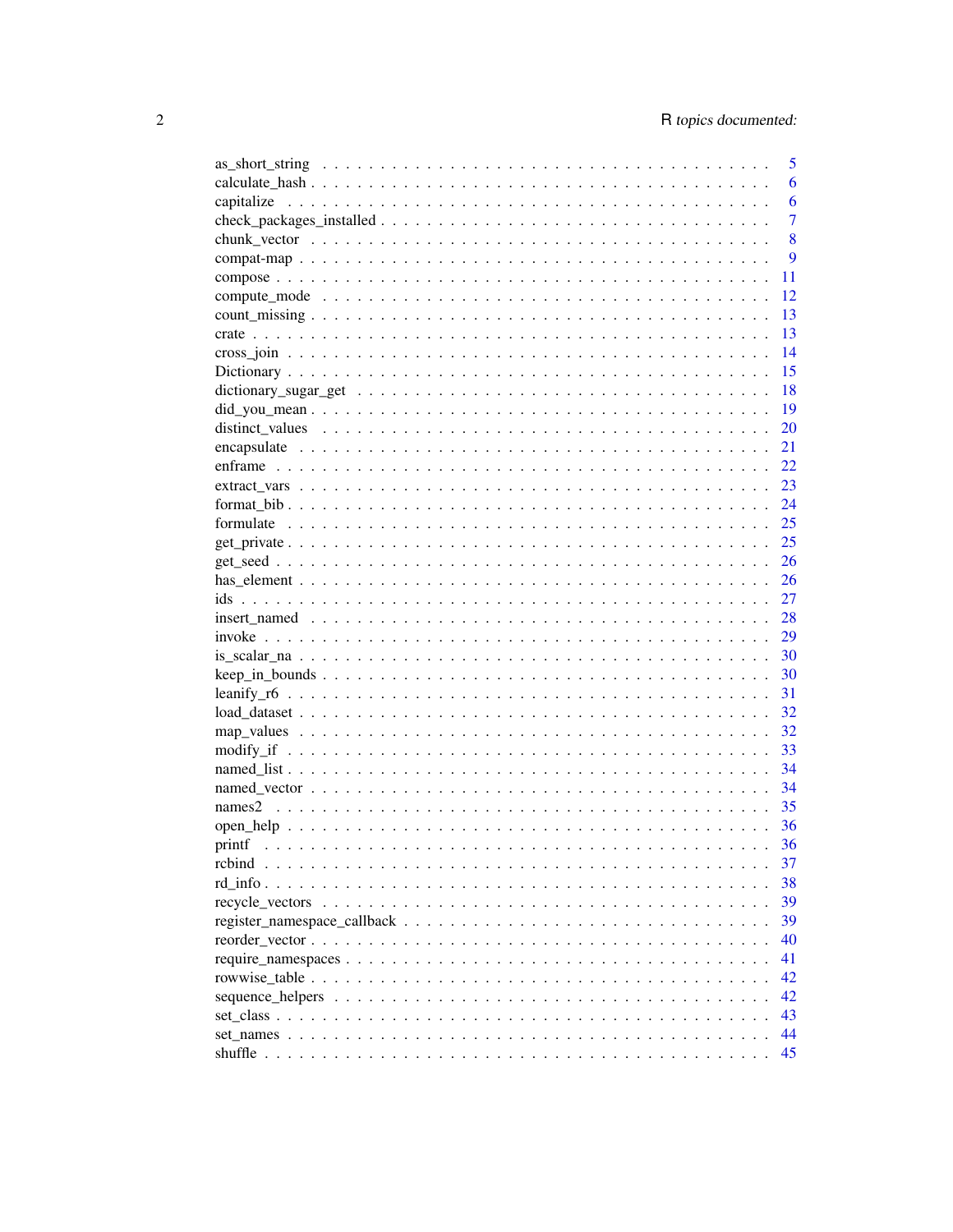| | |
|---|---|
| as_short_string | 5 |
| calculate_hash | 6 |
| capitalize | 6 |
| check_packages_installed | 7 |
| chunk_vector | 8 |
| compat-map | 9 |
| compose | 11 |
| compute_mode | 12 |
| count_missing | 13 |
| crate | 13 |
| cross_join | 14 |
| Dictionary | 15 |
| dictionary_sugar_get | 18 |
| did_you_mean | 19 |
| distinct_values | 20 |
| encapsulate | 21 |
| enframe | 22 |
| extract_vars | 23 |
| format_bib | 24 |
| formulate | 25 |
| get_private | 25 |
| get_seed | 26 |
| has_element | 26 |
| ids | 27 |
| insert_named | 28 |
| invoke | 29 |
| is_scalar_na | 30 |
| keep_in_bounds | 30 |
| leanify_r6 | 31 |
| load_dataset | 32 |
| map_values | 32 |
| modify_if | 33 |
| named_list | 34 |
| named_vector | 34 |
| names2 | 35 |
| open_help | 36 |
| printf | 36 |
| rcbind | 37 |
| rd_info | 38 |
| recycle_vectors | 39 |
| register_namespace_callback | 39 |
| reorder_vector | 40 |
| require_namespaces | 41 |
| rowwise_table | 42 |
| sequence_helpers | 42 |
| set_class | 43 |
| set_names | 44 |
| shuffle | 45 |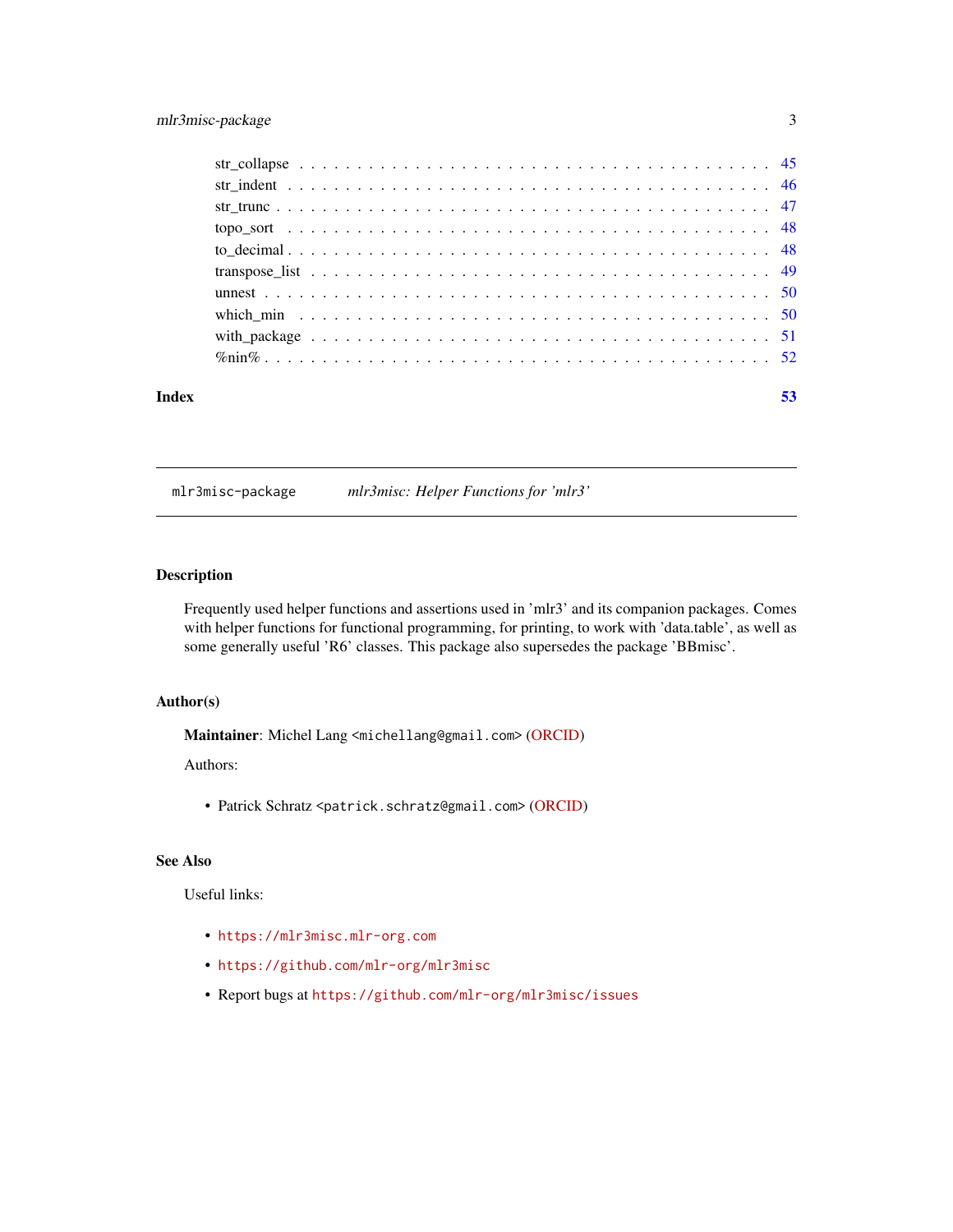str_collapse . . . . . . . . . . . . . . . . . . . . . . . . . . . . . . . . . . . . . . . 45
str_indent . . . . . . . . . . . . . . . . . . . . . . . . . . . . . . . . . . . . . . . . 46
str_trunc . . . . . . . . . . . . . . . . . . . . . . . . . . . . . . . . . . . . . . . . . 47
topo_sort . . . . . . . . . . . . . . . . . . . . . . . . . . . . . . . . . . . . . . . . . 48
to_decimal . . . . . . . . . . . . . . . . . . . . . . . . . . . . . . . . . . . . . . . . 48
transpose_list . . . . . . . . . . . . . . . . . . . . . . . . . . . . . . . . . . . . . . 49
unnest . . . . . . . . . . . . . . . . . . . . . . . . . . . . . . . . . . . . . . . . . . 50
which_min . . . . . . . . . . . . . . . . . . . . . . . . . . . . . . . . . . . . . . . . . 50
with_package . . . . . . . . . . . . . . . . . . . . . . . . . . . . . . . . . . . . . . . 51
%nin% . . . . . . . . . . . . . . . . . . . . . . . . . . . . . . . . . . . . . . . . . . . 52

**Index** **53**

---

`mlr3misc-package` *mlr3misc: Helper Functions for 'mlr3'*

---

## Description

Frequently used helper functions and assertions used in 'mlr3' and its companion packages. Comes with helper functions for functional programming, for printing, to work with 'data.table', as well as some generally useful 'R6' classes. This package also supersedes the package 'BBmisc'.

## Author(s)

**Maintainer**: Michel Lang <michellang@gmail.com> (ORCID)

Authors:

- Patrick Schratz <patrick.schratz@gmail.com> (ORCID)

## See Also

Useful links:

- https://mlr3misc.mlr-org.com
- https://github.com/mlr-org/mlr3misc
- Report bugs at https://github.com/mlr-org/mlr3misc/issues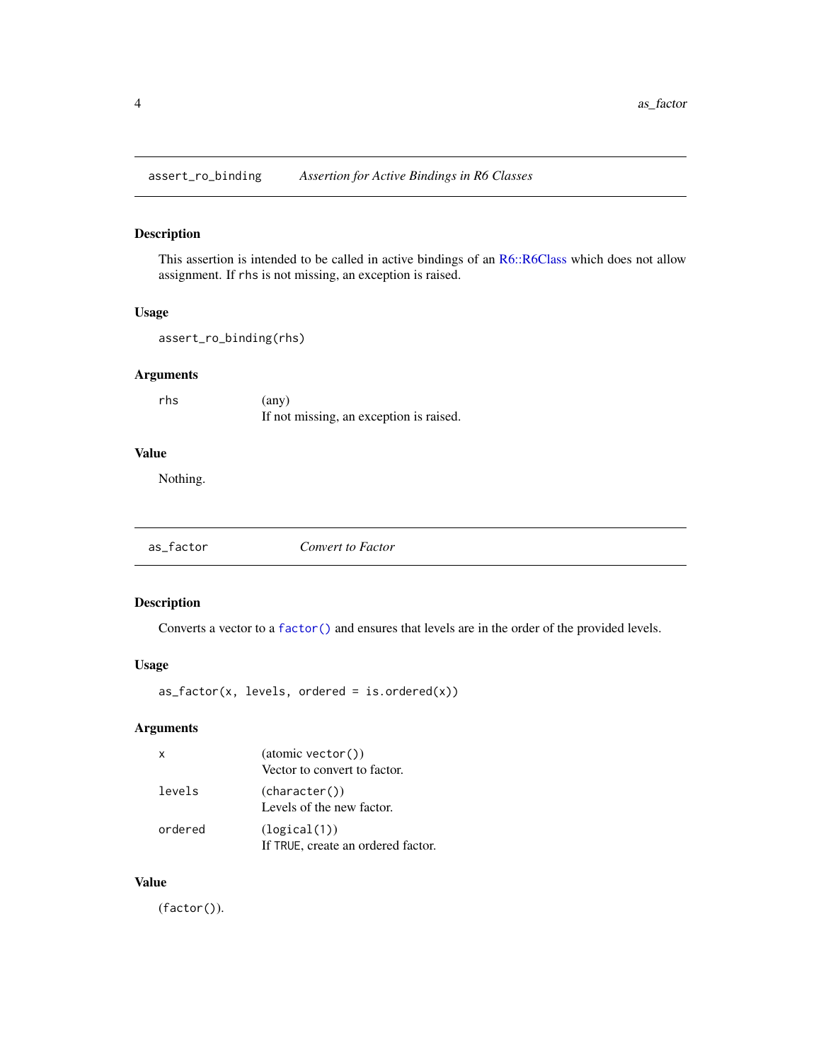## assert_ro_binding — *Assertion for Active Bindings in R6 Classes*

### Description

This assertion is intended to be called in active bindings of an R6::R6Class which does not allow assignment. If `rhs` is not missing, an exception is raised.

### Usage

```
assert_ro_binding(rhs)
```

### Arguments

| | |
|---|---|
| `rhs` | (any)<br>If not missing, an exception is raised. |

### Value

Nothing.

## as_factor — *Convert to Factor*

### Description

Converts a vector to a `factor()` and ensures that levels are in the order of the provided levels.

### Usage

```
as_factor(x, levels, ordered = is.ordered(x))
```

### Arguments

| | |
|---|---|
| `x` | (atomic `vector()`)<br>Vector to convert to factor. |
| `levels` | (`character()`)<br>Levels of the new factor. |
| `ordered` | (`logical(1)`)<br>If `TRUE`, create an ordered factor. |

### Value

(`factor()`).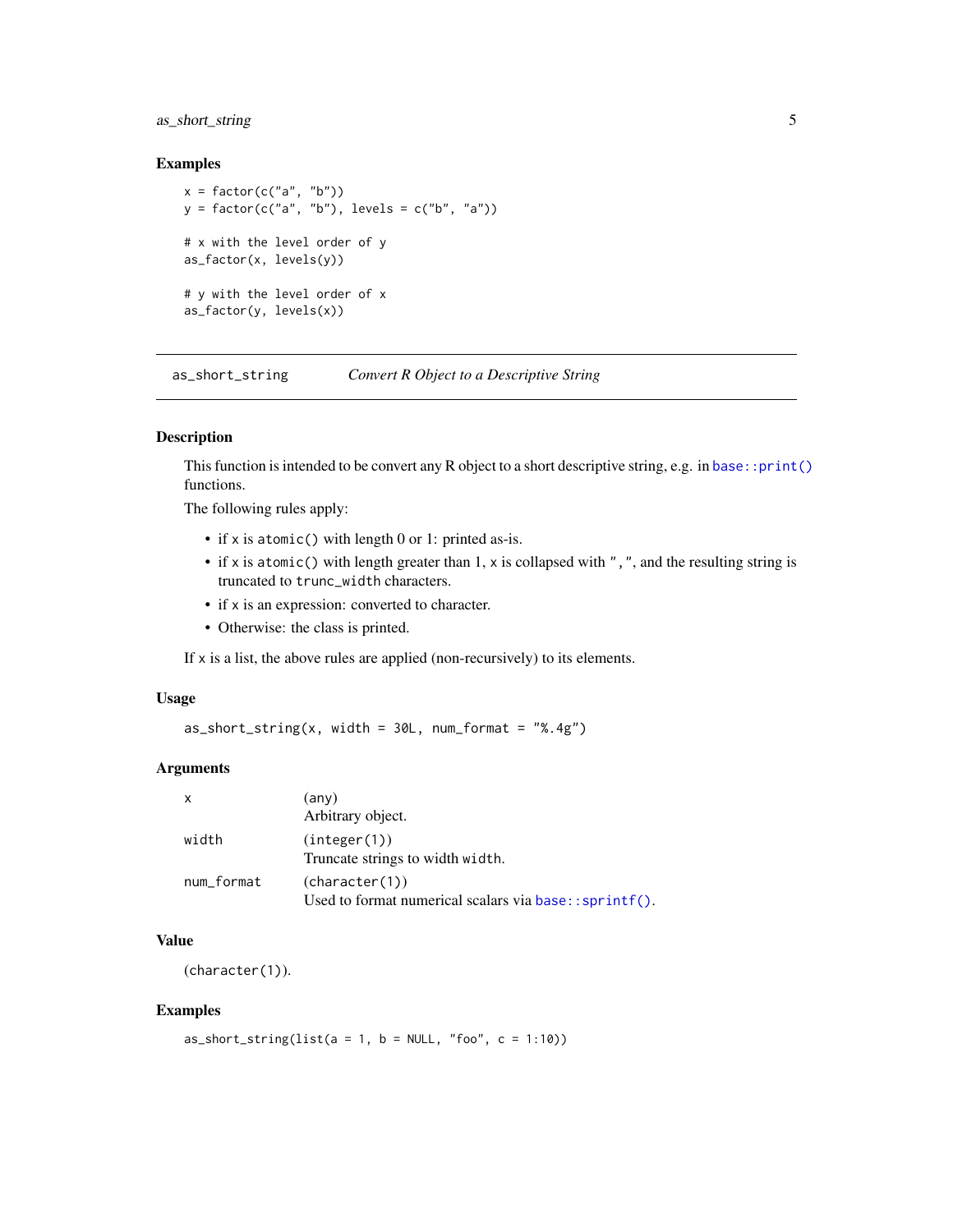### Examples

```
x = factor(c("a", "b"))
y = factor(c("a", "b"), levels = c("b", "a"))

# x with the level order of y
as_factor(x, levels(y))

# y with the level order of x
as_factor(y, levels(x))
```

## as_short_string — *Convert R Object to a Descriptive String*

### Description

This function is intended to be convert any R object to a short descriptive string, e.g. in `base::print()` functions.

The following rules apply:

- if x is `atomic()` with length 0 or 1: printed as-is.
- if x is `atomic()` with length greater than 1, x is collapsed with `","`, and the resulting string is truncated to `trunc_width` characters.
- if x is an expression: converted to character.
- Otherwise: the class is printed.

If x is a list, the above rules are applied (non-recursively) to its elements.

### Usage

```
as_short_string(x, width = 30L, num_format = "%.4g")
```

### Arguments

| | |
|---|---|
| `x` | (any)<br>Arbitrary object. |
| `width` | (`integer(1)`)<br>Truncate strings to width `width`. |
| `num_format` | (`character(1)`)<br>Used to format numerical scalars via `base::sprintf()`. |

### Value

(`character(1)`).

### Examples

```
as_short_string(list(a = 1, b = NULL, "foo", c = 1:10))
```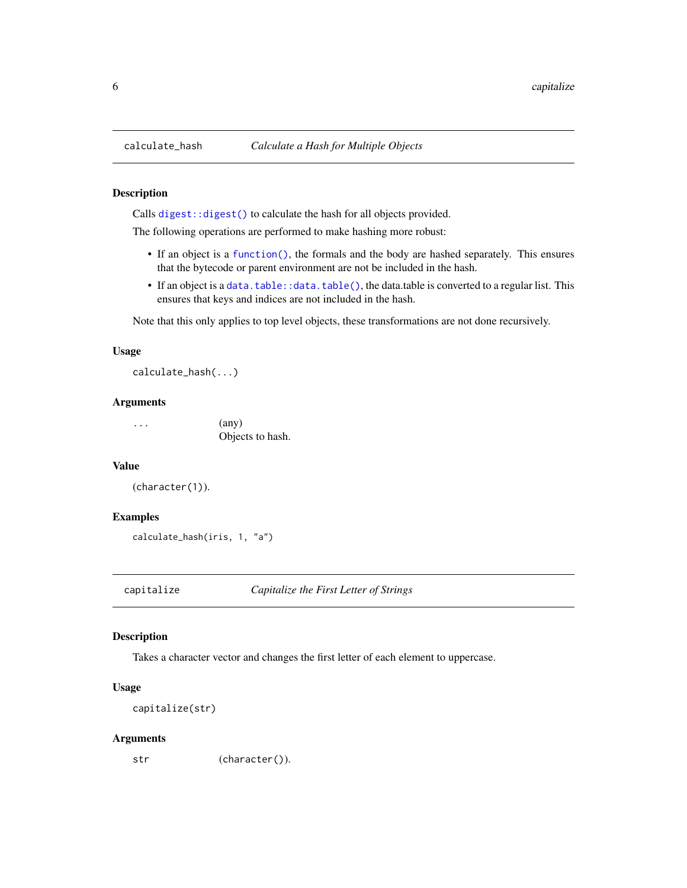## calculate_hash — *Calculate a Hash for Multiple Objects*

### Description

Calls `digest::digest()` to calculate the hash for all objects provided.

The following operations are performed to make hashing more robust:

- If an object is a `function()`, the formals and the body are hashed separately. This ensures that the bytecode or parent environment are not be included in the hash.
- If an object is a `data.table::data.table()`, the data.table is converted to a regular list. This ensures that keys and indices are not included in the hash.

Note that this only applies to top level objects, these transformations are not done recursively.

### Usage

```
calculate_hash(...)
```

### Arguments

| | |
|---|---|
| `...` | (any) Objects to hash. |

### Value

(`character(1)`).

### Examples

```
calculate_hash(iris, 1, "a")
```

## capitalize — *Capitalize the First Letter of Strings*

### Description

Takes a character vector and changes the first letter of each element to uppercase.

### Usage

```
capitalize(str)
```

### Arguments

| | |
|---|---|
| `str` | (`character()`). |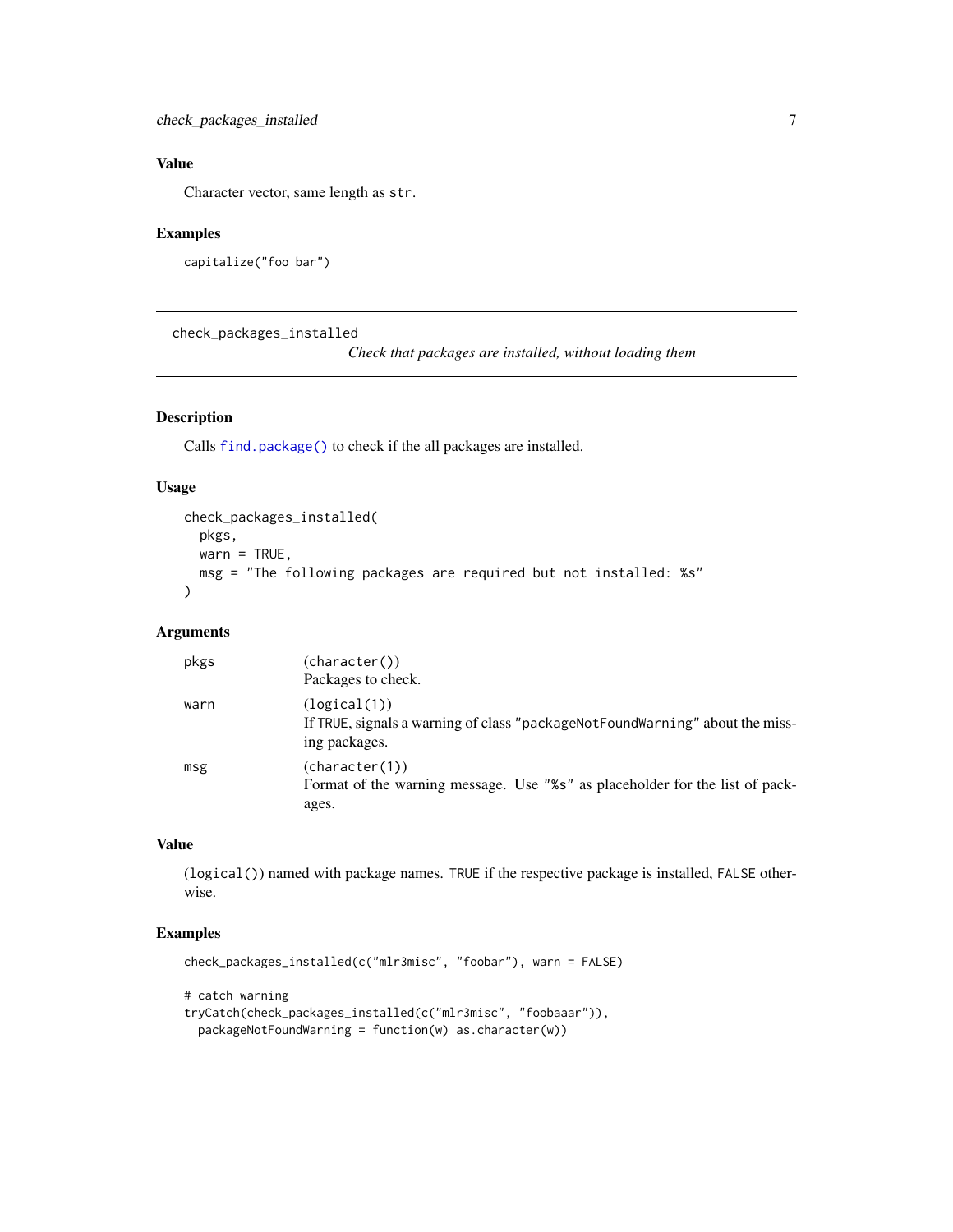## Value

Character vector, same length as `str`.

## Examples

```
capitalize("foo bar")
```

---

# check_packages_installed

*Check that packages are installed, without loading them*

## Description

Calls `find.package()` to check if the all packages are installed.

## Usage

```
check_packages_installed(
  pkgs,
  warn = TRUE,
  msg = "The following packages are required but not installed: %s"
)
```

## Arguments

| | |
|---|---|
| pkgs | (`character()`)<br>Packages to check. |
| warn | (`logical(1)`)<br>If `TRUE`, signals a warning of class `"packageNotFoundWarning"` about the missing packages. |
| msg | (`character(1)`)<br>Format of the warning message. Use `"%s"` as placeholder for the list of packages. |

## Value

(`logical()`) named with package names. `TRUE` if the respective package is installed, `FALSE` otherwise.

## Examples

```
check_packages_installed(c("mlr3misc", "foobar"), warn = FALSE)

# catch warning
tryCatch(check_packages_installed(c("mlr3misc", "foobaaar")),
  packageNotFoundWarning = function(w) as.character(w))
```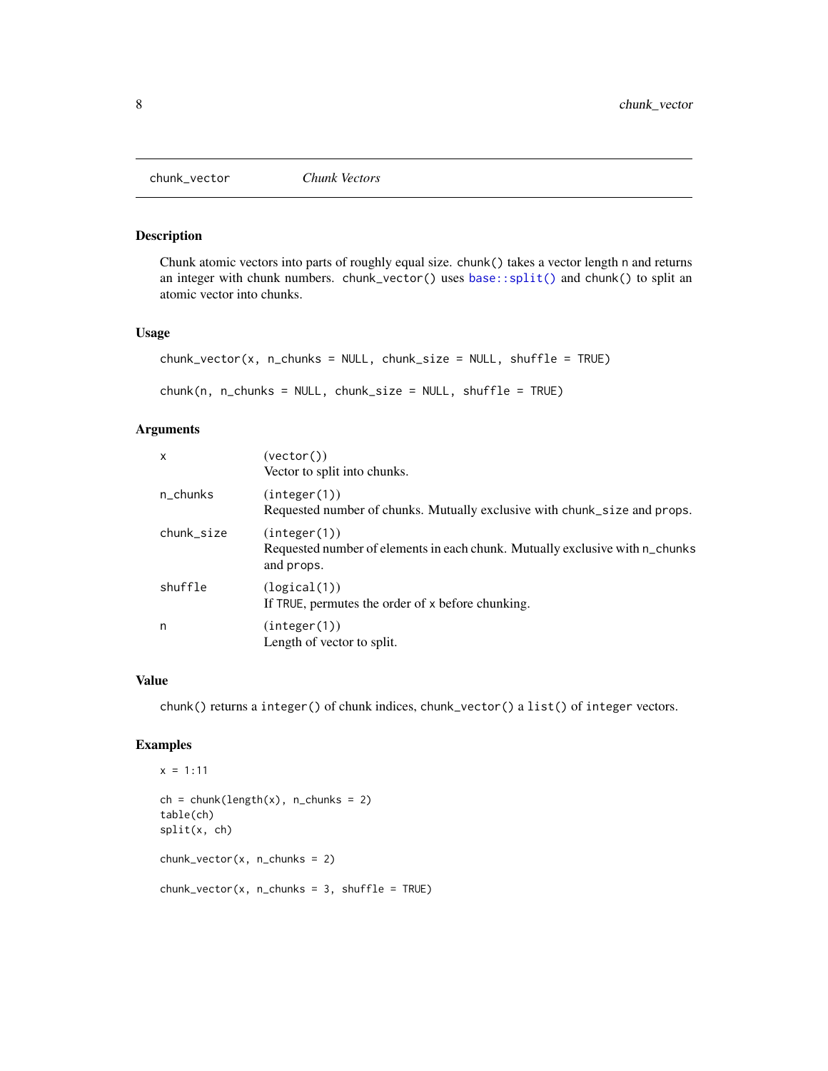# chunk_vector *Chunk Vectors*

## Description

Chunk atomic vectors into parts of roughly equal size. `chunk()` takes a vector length `n` and returns an integer with chunk numbers. `chunk_vector()` uses `base::split()` and `chunk()` to split an atomic vector into chunks.

## Usage

```
chunk_vector(x, n_chunks = NULL, chunk_size = NULL, shuffle = TRUE)

chunk(n, n_chunks = NULL, chunk_size = NULL, shuffle = TRUE)
```

## Arguments

| | |
|---|---|
| `x` | (`vector()`)<br>Vector to split into chunks. |
| `n_chunks` | (`integer(1)`)<br>Requested number of chunks. Mutually exclusive with `chunk_size` and `props`. |
| `chunk_size` | (`integer(1)`)<br>Requested number of elements in each chunk. Mutually exclusive with `n_chunks` and `props`. |
| `shuffle` | (`logical(1)`)<br>If `TRUE`, permutes the order of `x` before chunking. |
| `n` | (`integer(1)`)<br>Length of vector to split. |

## Value

`chunk()` returns a `integer()` of chunk indices, `chunk_vector()` a `list()` of `integer` vectors.

## Examples

```
x = 1:11

ch = chunk(length(x), n_chunks = 2)
table(ch)
split(x, ch)

chunk_vector(x, n_chunks = 2)

chunk_vector(x, n_chunks = 3, shuffle = TRUE)
```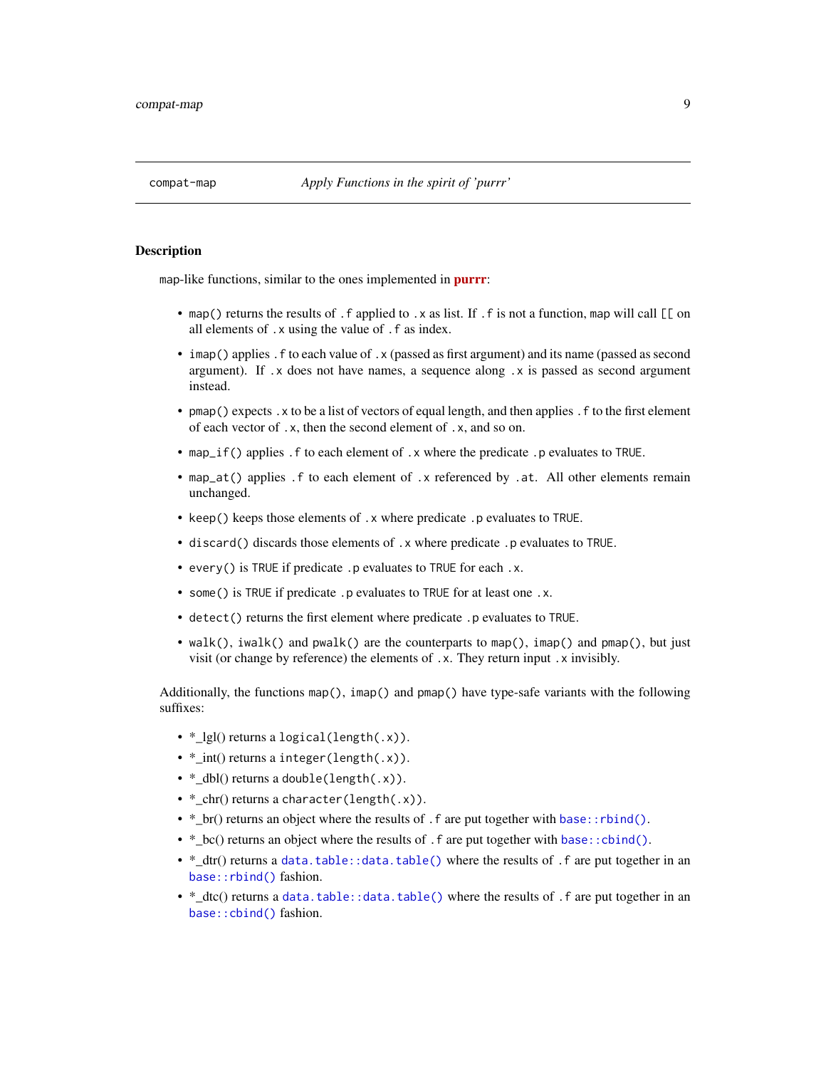compat-map *Apply Functions in the spirit of 'purrr'*

## Description

map-like functions, similar to the ones implemented in **purrr**:

- `map()` returns the results of `.f` applied to `.x` as list. If `.f` is not a function, `map` will call `[[` on all elements of `.x` using the value of `.f` as index.
- `imap()` applies `.f` to each value of `.x` (passed as first argument) and its name (passed as second argument). If `.x` does not have names, a sequence along `.x` is passed as second argument instead.
- `pmap()` expects `.x` to be a list of vectors of equal length, and then applies `.f` to the first element of each vector of `.x`, then the second element of `.x`, and so on.
- `map_if()` applies `.f` to each element of `.x` where the predicate `.p` evaluates to `TRUE`.
- `map_at()` applies `.f` to each element of `.x` referenced by `.at`. All other elements remain unchanged.
- `keep()` keeps those elements of `.x` where predicate `.p` evaluates to `TRUE`.
- `discard()` discards those elements of `.x` where predicate `.p` evaluates to `TRUE`.
- `every()` is `TRUE` if predicate `.p` evaluates to `TRUE` for each `.x`.
- `some()` is `TRUE` if predicate `.p` evaluates to `TRUE` for at least one `.x`.
- `detect()` returns the first element where predicate `.p` evaluates to `TRUE`.
- `walk()`, `iwalk()` and `pwalk()` are the counterparts to `map()`, `imap()` and `pmap()`, but just visit (or change by reference) the elements of `.x`. They return input `.x` invisibly.

Additionally, the functions `map()`, `imap()` and `pmap()` have type-safe variants with the following suffixes:

- *_lgl() returns a `logical(length(.x))`.
- *_int() returns a `integer(length(.x))`.
- *_dbl() returns a `double(length(.x))`.
- *_chr() returns a `character(length(.x))`.
- *_br() returns an object where the results of `.f` are put together with `base::rbind()`.
- *_bc() returns an object where the results of `.f` are put together with `base::cbind()`.
- *_dtr() returns a `data.table::data.table()` where the results of `.f` are put together in an `base::rbind()` fashion.
- *_dtc() returns a `data.table::data.table()` where the results of `.f` are put together in an `base::cbind()` fashion.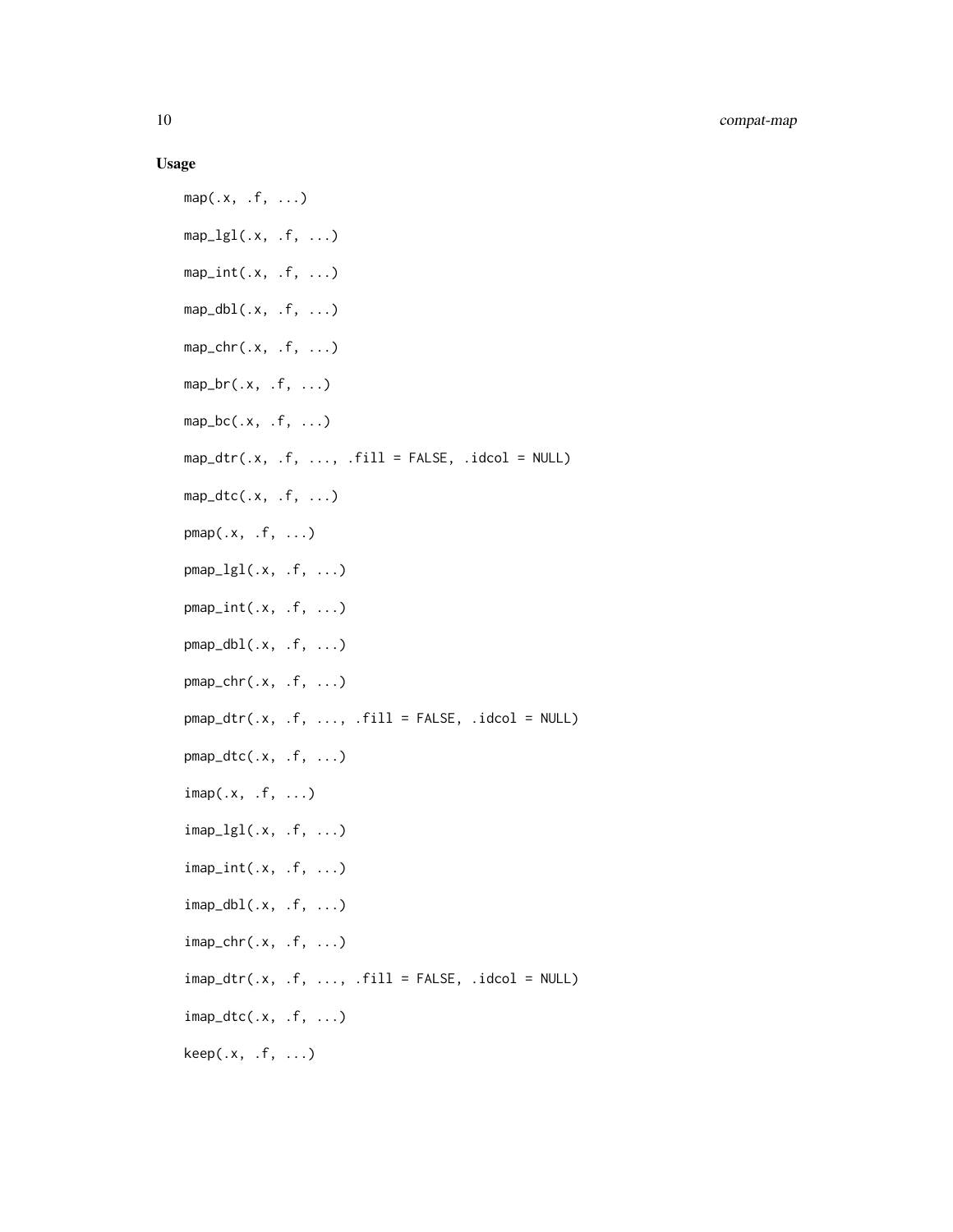## Usage

```
map(.x, .f, ...)

map_lgl(.x, .f, ...)

map_int(.x, .f, ...)

map_dbl(.x, .f, ...)

map_chr(.x, .f, ...)

map_br(.x, .f, ...)

map_bc(.x, .f, ...)

map_dtr(.x, .f, ..., .fill = FALSE, .idcol = NULL)

map_dtc(.x, .f, ...)

pmap(.x, .f, ...)

pmap_lgl(.x, .f, ...)

pmap_int(.x, .f, ...)

pmap_dbl(.x, .f, ...)

pmap_chr(.x, .f, ...)

pmap_dtr(.x, .f, ..., .fill = FALSE, .idcol = NULL)

pmap_dtc(.x, .f, ...)

imap(.x, .f, ...)

imap_lgl(.x, .f, ...)

imap_int(.x, .f, ...)

imap_dbl(.x, .f, ...)

imap_chr(.x, .f, ...)

imap_dtr(.x, .f, ..., .fill = FALSE, .idcol = NULL)

imap_dtc(.x, .f, ...)

keep(.x, .f, ...)
```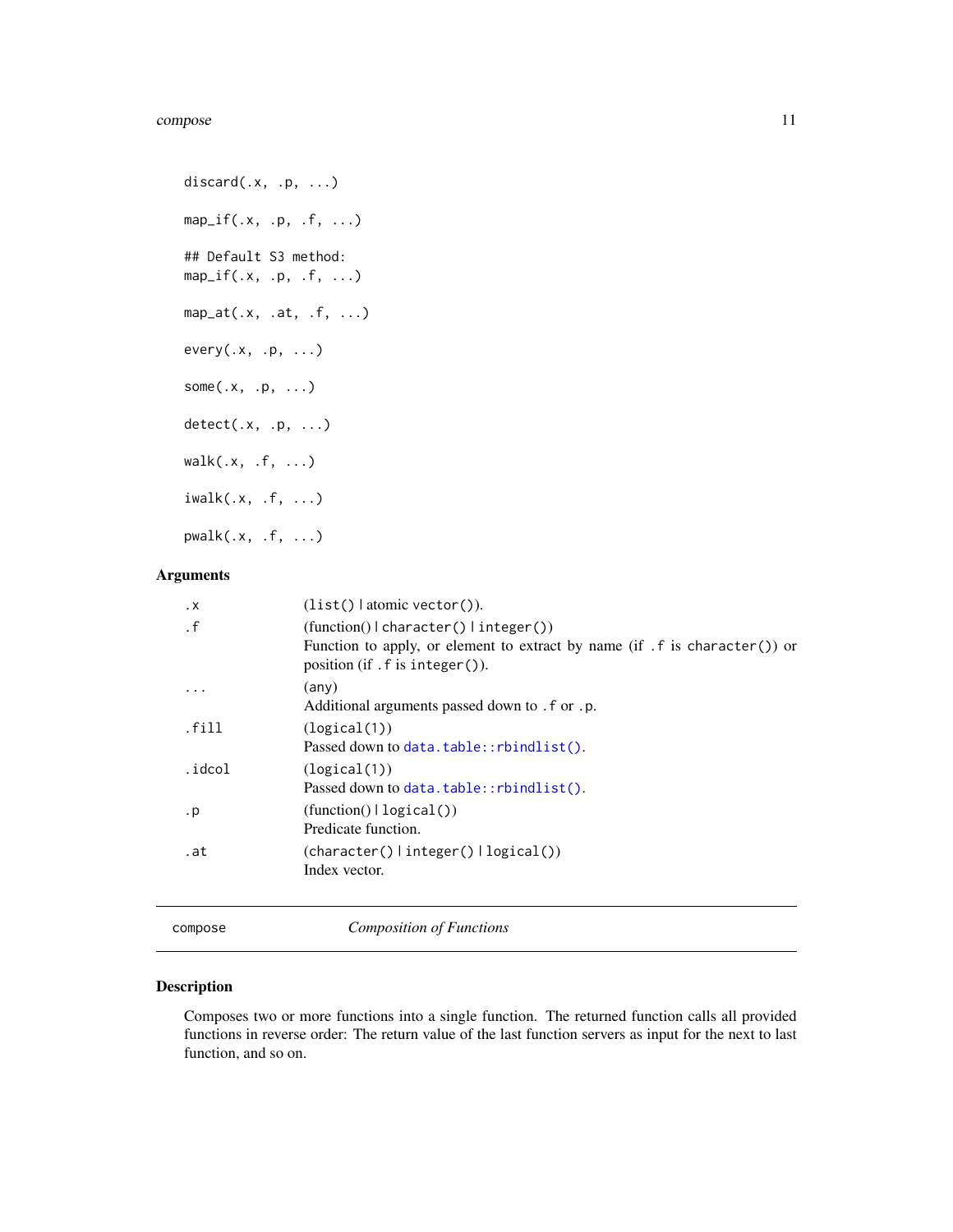```
discard(.x, .p, ...)

map_if(.x, .p, .f, ...)

## Default S3 method:
map_if(.x, .p, .f, ...)

map_at(.x, .at, .f, ...)

every(.x, .p, ...)

some(.x, .p, ...)

detect(.x, .p, ...)

walk(.x, .f, ...)

iwalk(.x, .f, ...)

pwalk(.x, .f, ...)
```

### Arguments

| | |
|---|---|
| `.x` | (`list()` \| atomic `vector()`). |
| `.f` | (function() \| `character()` \| `integer()`)<br>Function to apply, or element to extract by name (if `.f` is `character()`) or position (if `.f` is `integer()`). |
| `...` | (any)<br>Additional arguments passed down to `.f` or `.p`. |
| `.fill` | (`logical(1)`)<br>Passed down to `data.table::rbindlist()`. |
| `.idcol` | (`logical(1)`)<br>Passed down to `data.table::rbindlist()`. |
| `.p` | (function() \| `logical()`)<br>Predicate function. |
| `.at` | (`character()` \| `integer()` \| `logical()`)<br>Index vector. |

---

## compose — *Composition of Functions*

### Description

Composes two or more functions into a single function. The returned function calls all provided functions in reverse order: The return value of the last function servers as input for the next to last function, and so on.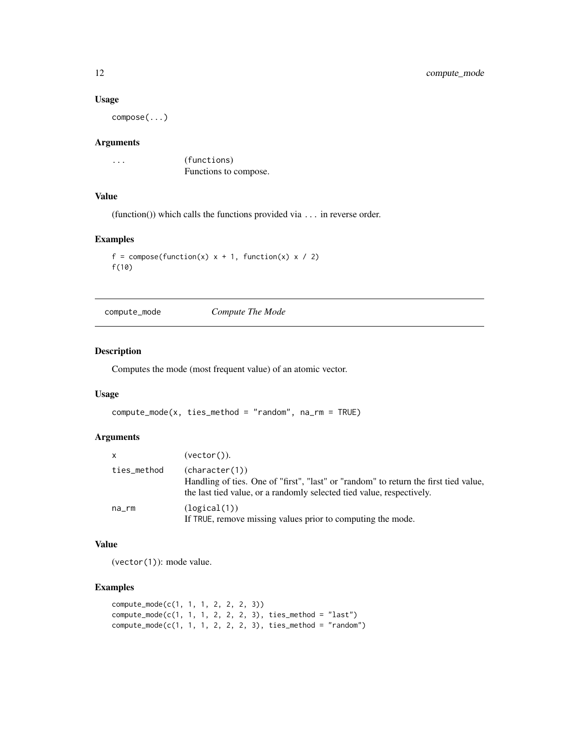### Usage

```
compose(...)
```

### Arguments

| | |
|---|---|
| ... | (functions)<br>Functions to compose. |

### Value

(function()) which calls the functions provided via ... in reverse order.

### Examples

```
f = compose(function(x) x + 1, function(x) x / 2)
f(10)
```

---

## compute_mode — *Compute The Mode*

### Description

Computes the mode (most frequent value) of an atomic vector.

### Usage

```
compute_mode(x, ties_method = "random", na_rm = TRUE)
```

### Arguments

| | |
|---|---|
| x | (vector()). |
| ties_method | (character(1))<br>Handling of ties. One of "first", "last" or "random" to return the first tied value, the last tied value, or a randomly selected tied value, respectively. |
| na_rm | (logical(1))<br>If TRUE, remove missing values prior to computing the mode. |

### Value

(vector(1)): mode value.

### Examples

```
compute_mode(c(1, 1, 1, 2, 2, 2, 3))
compute_mode(c(1, 1, 1, 2, 2, 2, 3), ties_method = "last")
compute_mode(c(1, 1, 1, 2, 2, 2, 3), ties_method = "random")
```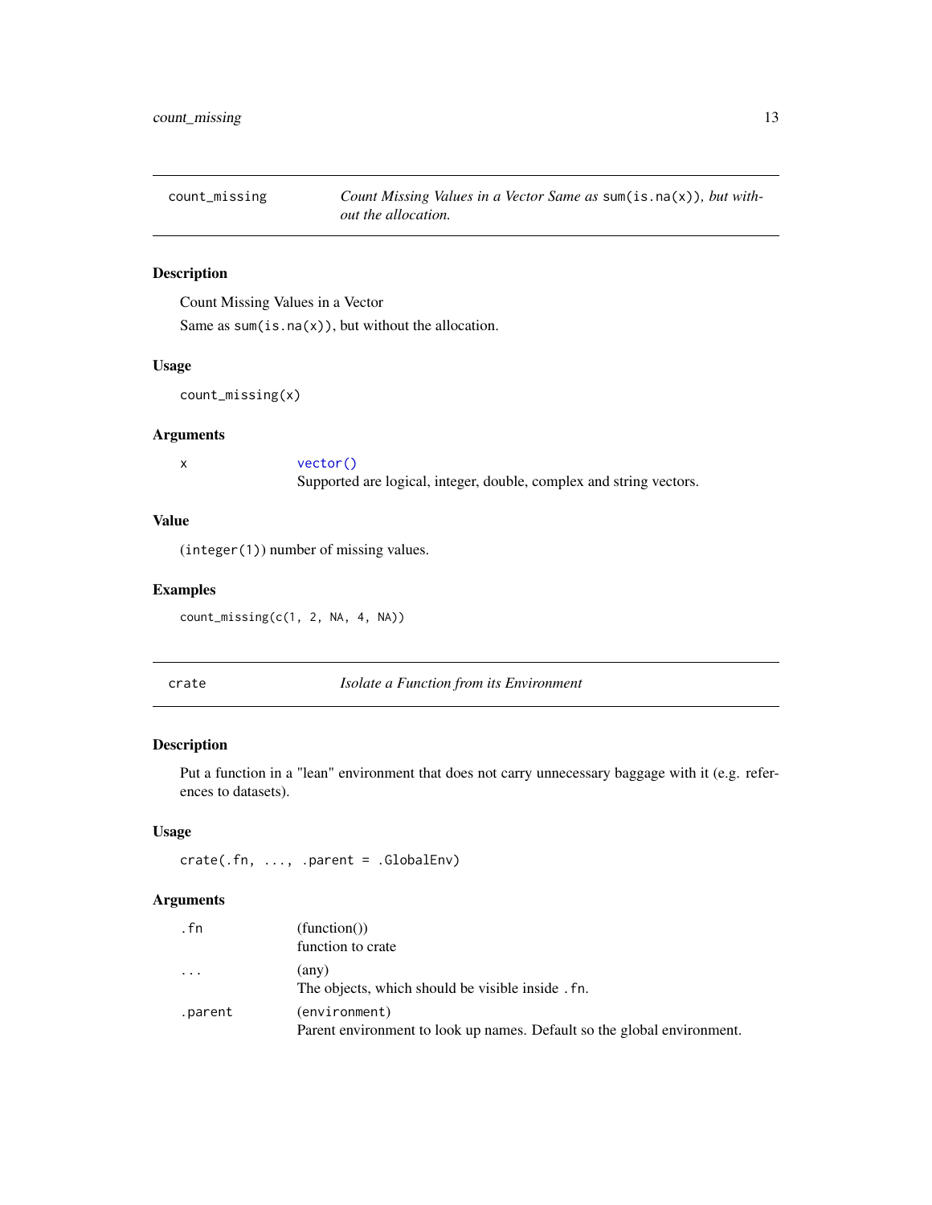## count_missing — *Count Missing Values in a Vector Same as* `sum(is.na(x))`*, but without the allocation.*

### Description

Count Missing Values in a Vector

Same as `sum(is.na(x))`, but without the allocation.

### Usage

```
count_missing(x)
```

### Arguments

| | |
|---|---|
| `x` | `vector()`<br>Supported are logical, integer, double, complex and string vectors. |

### Value

(`integer(1)`) number of missing values.

### Examples

```
count_missing(c(1, 2, NA, 4, NA))
```

## crate — *Isolate a Function from its Environment*

### Description

Put a function in a "lean" environment that does not carry unnecessary baggage with it (e.g. references to datasets).

### Usage

```
crate(.fn, ..., .parent = .GlobalEnv)
```

### Arguments

| | |
|---|---|
| `.fn` | (function())<br>function to crate |
| `...` | (any)<br>The objects, which should be visible inside `.fn`. |
| `.parent` | (`environment`)<br>Parent environment to look up names. Default so the global environment. |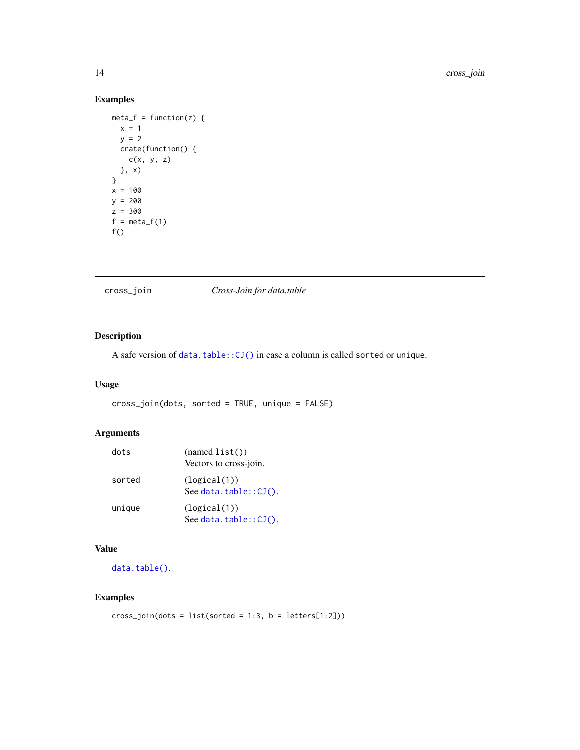### Examples

```
meta_f = function(z) {
  x = 1
  y = 2
  crate(function() {
    c(x, y, z)
  }, x)
}
x = 100
y = 200
z = 300
f = meta_f(1)
f()
```

---

## cross_join &nbsp;&nbsp;&nbsp;&nbsp; *Cross-Join for data.table*

---

### Description

A safe version of `data.table::CJ()` in case a column is called `sorted` or `unique`.

### Usage

```
cross_join(dots, sorted = TRUE, unique = FALSE)
```

### Arguments

| | |
|---|---|
| `dots` | (named `list()`)<br>Vectors to cross-join. |
| `sorted` | (`logical(1)`)<br>See `data.table::CJ()`. |
| `unique` | (`logical(1)`)<br>See `data.table::CJ()`. |

### Value

`data.table()`.

### Examples

```
cross_join(dots = list(sorted = 1:3, b = letters[1:2]))
```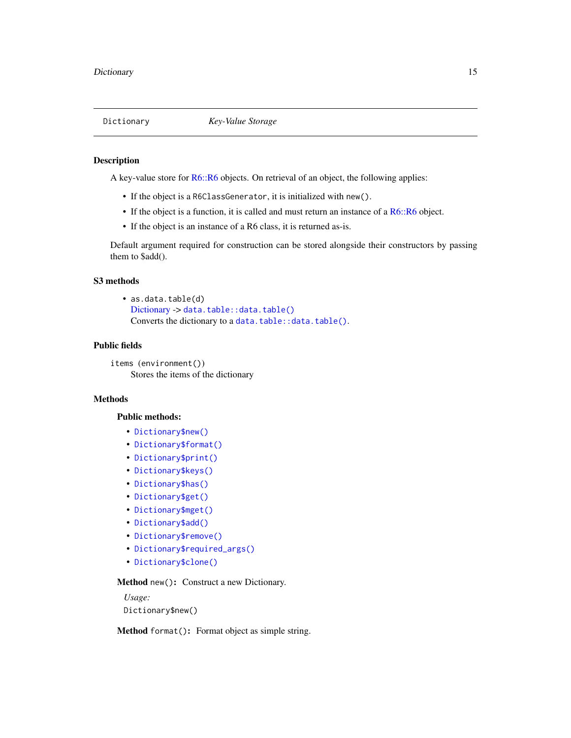## Dictionary — *Key-Value Storage*

### Description

A key-value store for R6::R6 objects. On retrieval of an object, the following applies:

- If the object is a `R6ClassGenerator`, it is initialized with `new()`.
- If the object is a function, it is called and must return an instance of a R6::R6 object.
- If the object is an instance of a R6 class, it is returned as-is.

Default argument required for construction can be stored alongside their constructors by passing them to $add().

### S3 methods

- `as.data.table(d)`  
  Dictionary -> `data.table::data.table()`  
  Converts the dictionary to a `data.table::data.table()`.

### Public fields

`items` (`environment()`)  
Stores the items of the dictionary

### Methods

#### Public methods:

- `Dictionary$new()`
- `Dictionary$format()`
- `Dictionary$print()`
- `Dictionary$keys()`
- `Dictionary$has()`
- `Dictionary$get()`
- `Dictionary$mget()`
- `Dictionary$add()`
- `Dictionary$remove()`
- `Dictionary$required_args()`
- `Dictionary$clone()`

**Method** `new()`**:** Construct a new Dictionary.

*Usage:*

```
Dictionary$new()
```

**Method** `format()`**:** Format object as simple string.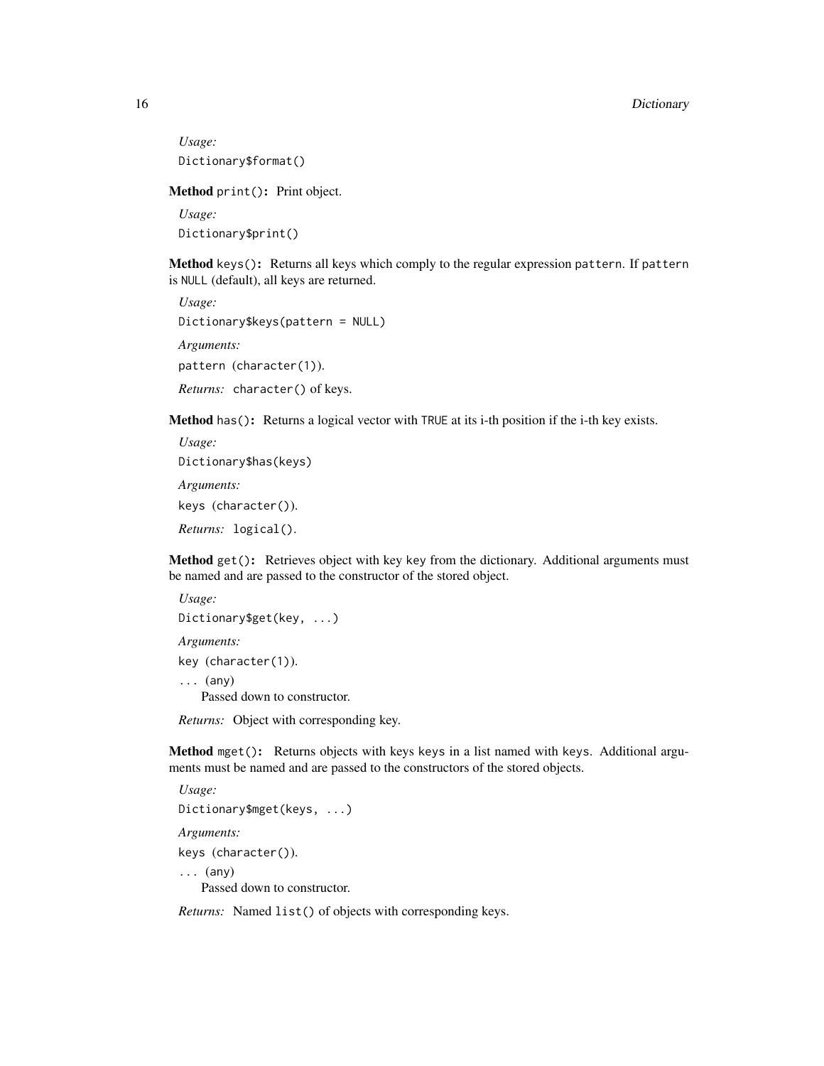*Usage:*

```
Dictionary$format()
```

**Method** `print()`**:** Print object.

*Usage:*

```
Dictionary$print()
```

**Method** `keys()`**:** Returns all keys which comply to the regular expression `pattern`. If `pattern` is `NULL` (default), all keys are returned.

*Usage:*

```
Dictionary$keys(pattern = NULL)
```

*Arguments:*

`pattern` (`character(1)`).

*Returns:* `character()` of keys.

**Method** `has()`**:** Returns a logical vector with `TRUE` at its i-th position if the i-th key exists.

*Usage:*

```
Dictionary$has(keys)
```

*Arguments:*

`keys` (`character()`).

*Returns:* `logical()`.

**Method** `get()`**:** Retrieves object with key `key` from the dictionary. Additional arguments must be named and are passed to the constructor of the stored object.

*Usage:*

```
Dictionary$get(key, ...)
```

*Arguments:*

`key` (`character(1)`).

`...` (any)
Passed down to constructor.

*Returns:* Object with corresponding key.

**Method** `mget()`**:** Returns objects with keys `keys` in a list named with `keys`. Additional arguments must be named and are passed to the constructors of the stored objects.

*Usage:*

```
Dictionary$mget(keys, ...)
```

*Arguments:*

`keys` (`character()`).

`...` (any)
Passed down to constructor.

*Returns:* Named `list()` of objects with corresponding keys.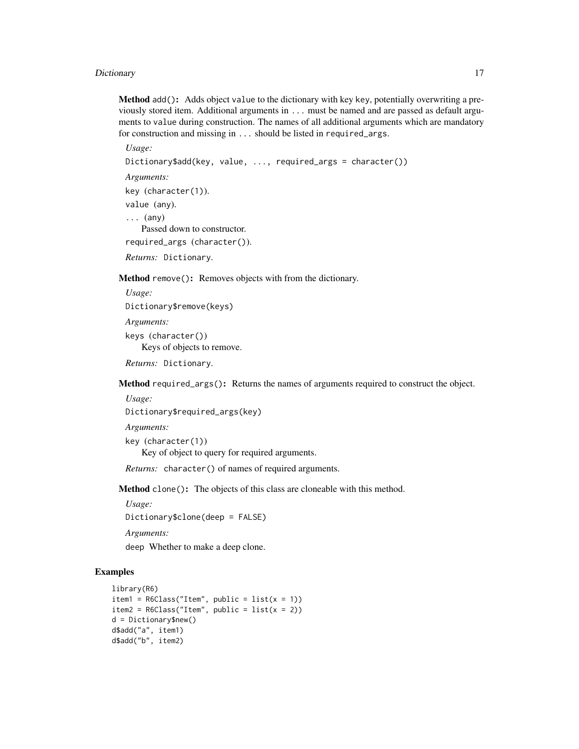**Method** `add()`**:** Adds object `value` to the dictionary with key `key`, potentially overwriting a previously stored item. Additional arguments in `...` must be named and are passed as default arguments to `value` during construction. The names of all additional arguments which are mandatory for construction and missing in `...` should be listed in `required_args`.

*Usage:*

```
Dictionary$add(key, value, ..., required_args = character())
```

*Arguments:*

`key` (`character(1)`).

`value` (`any`).

`...` (`any`)
Passed down to constructor.

`required_args` (`character()`).

*Returns:* `Dictionary`.

**Method** `remove()`**:** Removes objects with from the dictionary.

*Usage:*

```
Dictionary$remove(keys)
```

*Arguments:*

`keys` (`character()`)
Keys of objects to remove.

*Returns:* `Dictionary`.

**Method** `required_args()`**:** Returns the names of arguments required to construct the object.

*Usage:*

```
Dictionary$required_args(key)
```

*Arguments:*

`key` (`character(1)`)
Key of object to query for required arguments.

*Returns:* `character()` of names of required arguments.

**Method** `clone()`**:** The objects of this class are cloneable with this method.

*Usage:*

```
Dictionary$clone(deep = FALSE)
```

*Arguments:*

`deep` Whether to make a deep clone.

## Examples

```
library(R6)
item1 = R6Class("Item", public = list(x = 1))
item2 = R6Class("Item", public = list(x = 2))
d = Dictionary$new()
d$add("a", item1)
d$add("b", item2)
```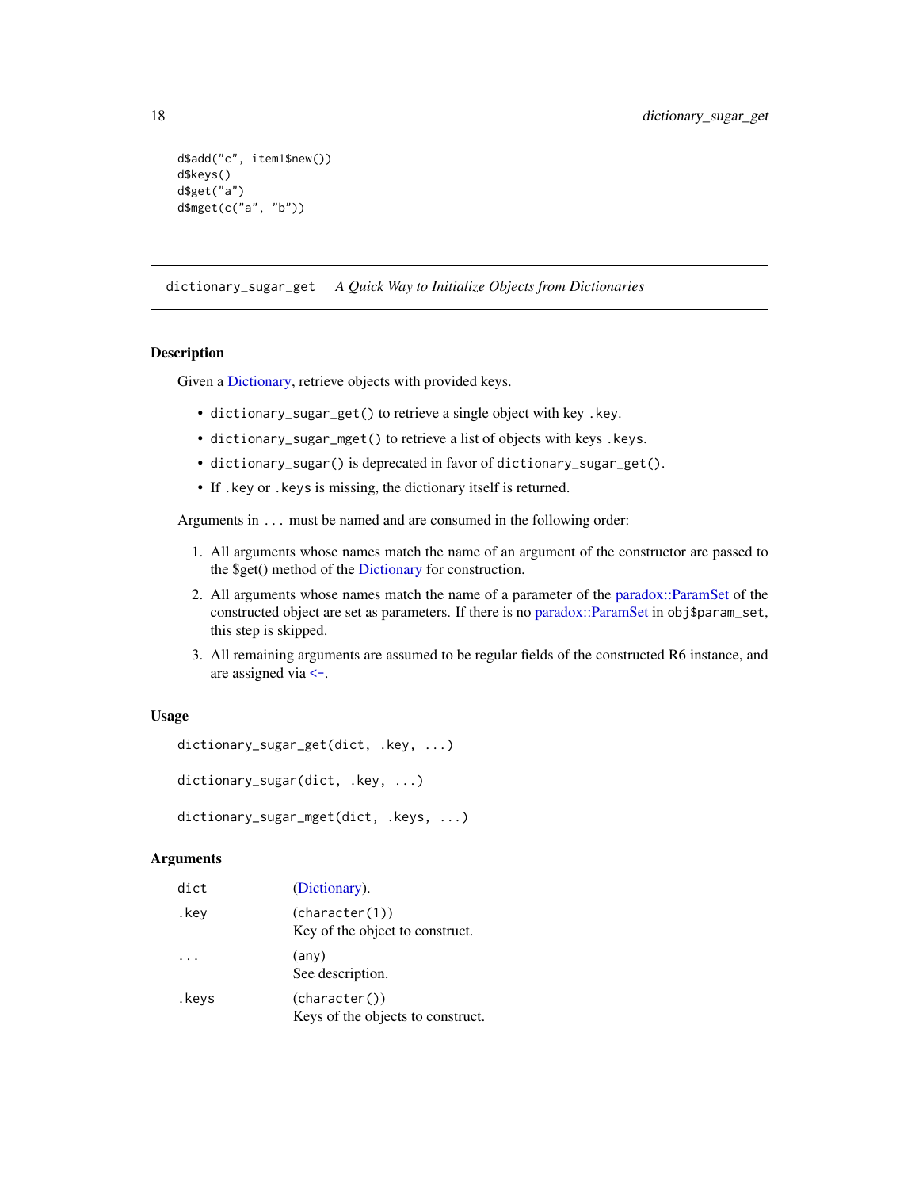```
d$add("c", item1$new())
d$keys()
d$get("a")
d$mget(c("a", "b"))
```

## dictionary_sugar_get *A Quick Way to Initialize Objects from Dictionaries*

### Description

Given a Dictionary, retrieve objects with provided keys.

- `dictionary_sugar_get()` to retrieve a single object with key `.key`.
- `dictionary_sugar_mget()` to retrieve a list of objects with keys `.keys`.
- `dictionary_sugar()` is deprecated in favor of `dictionary_sugar_get()`.
- If `.key` or `.keys` is missing, the dictionary itself is returned.

Arguments in `...` must be named and are consumed in the following order:

1. All arguments whose names match the name of an argument of the constructor are passed to the $get() method of the Dictionary for construction.
2. All arguments whose names match the name of a parameter of the paradox::ParamSet of the constructed object are set as parameters. If there is no paradox::ParamSet in `obj$param_set`, this step is skipped.
3. All remaining arguments are assumed to be regular fields of the constructed R6 instance, and are assigned via <-.

### Usage

```
dictionary_sugar_get(dict, .key, ...)

dictionary_sugar(dict, .key, ...)

dictionary_sugar_mget(dict, .keys, ...)
```

### Arguments

| | |
|---|---|
| `dict` | (Dictionary). |
| `.key` | (`character(1)`)<br>Key of the object to construct. |
| `...` | (any)<br>See description. |
| `.keys` | (`character()`)<br>Keys of the objects to construct. |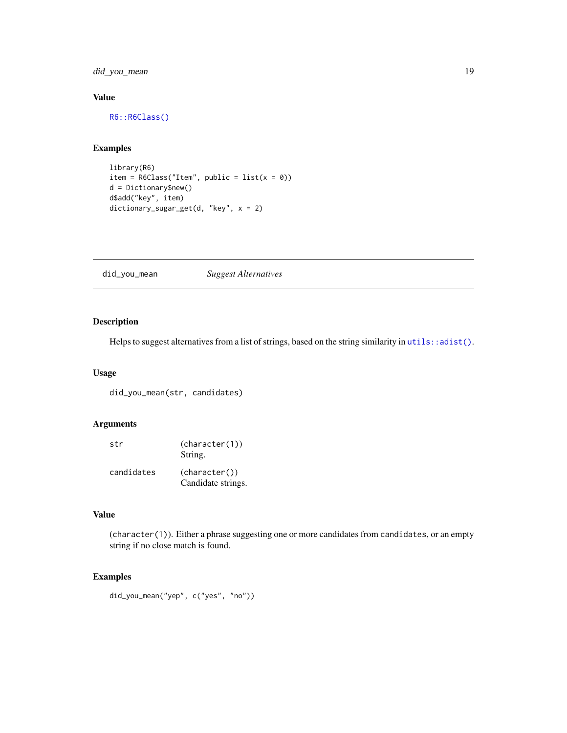## Value

R6::R6Class()

## Examples

```
library(R6)
item = R6Class("Item", public = list(x = 0))
d = Dictionary$new()
d$add("key", item)
dictionary_sugar_get(d, "key", x = 2)
```

---

# did_you_mean *Suggest Alternatives*

---

## Description

Helps to suggest alternatives from a list of strings, based on the string similarity in utils::adist().

## Usage

```
did_you_mean(str, candidates)
```

## Arguments

| | |
|---|---|
| str | (character(1))<br>String. |
| candidates | (character())<br>Candidate strings. |

## Value

(character(1)). Either a phrase suggesting one or more candidates from candidates, or an empty string if no close match is found.

## Examples

```
did_you_mean("yep", c("yes", "no"))
```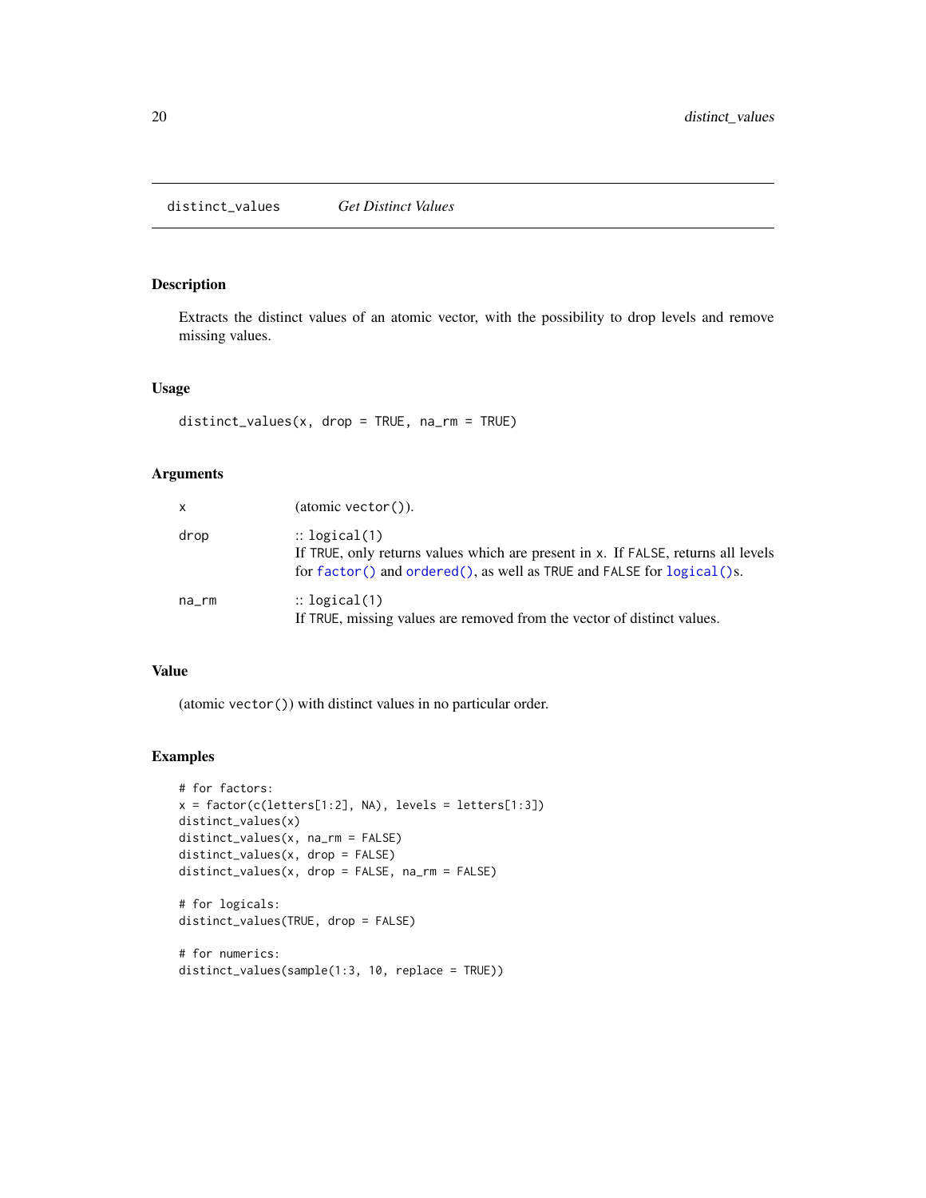## distinct_values — *Get Distinct Values*

### Description

Extracts the distinct values of an atomic vector, with the possibility to drop levels and remove missing values.

### Usage

```
distinct_values(x, drop = TRUE, na_rm = TRUE)
```

### Arguments

| | |
|---|---|
| x | (atomic `vector()`). |
| drop | :: `logical(1)`<br>If `TRUE`, only returns values which are present in `x`. If `FALSE`, returns all levels for `factor()` and `ordered()`, as well as `TRUE` and `FALSE` for `logical()`s. |
| na_rm | :: `logical(1)`<br>If `TRUE`, missing values are removed from the vector of distinct values. |

### Value

(atomic `vector()`) with distinct values in no particular order.

### Examples

```
# for factors:
x = factor(c(letters[1:2], NA), levels = letters[1:3])
distinct_values(x)
distinct_values(x, na_rm = FALSE)
distinct_values(x, drop = FALSE)
distinct_values(x, drop = FALSE, na_rm = FALSE)

# for logicals:
distinct_values(TRUE, drop = FALSE)

# for numerics:
distinct_values(sample(1:3, 10, replace = TRUE))
```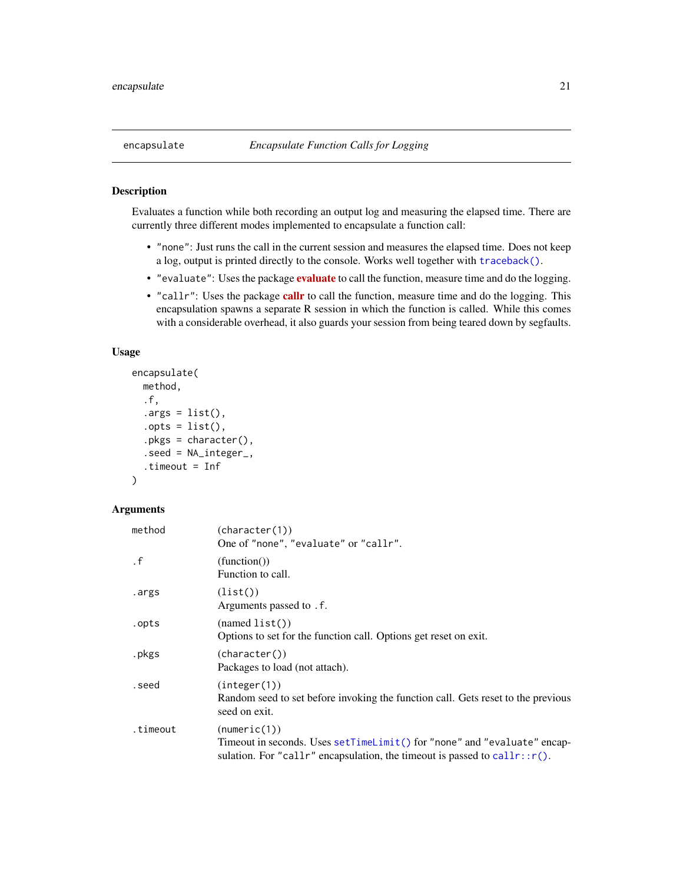# encapsulate — *Encapsulate Function Calls for Logging*

## Description

Evaluates a function while both recording an output log and measuring the elapsed time. There are currently three different modes implemented to encapsulate a function call:

- `"none"`: Just runs the call in the current session and measures the elapsed time. Does not keep a log, output is printed directly to the console. Works well together with `traceback()`.
- `"evaluate"`: Uses the package **evaluate** to call the function, measure time and do the logging.
- `"callr"`: Uses the package **callr** to call the function, measure time and do the logging. This encapsulation spawns a separate R session in which the function is called. While this comes with a considerable overhead, it also guards your session from being teared down by segfaults.

## Usage

```
encapsulate(
  method,
  .f,
  .args = list(),
  .opts = list(),
  .pkgs = character(),
  .seed = NA_integer_,
  .timeout = Inf
)
```

## Arguments

| Argument | Description |
|---|---|
| `method` | (`character(1)`)<br>One of `"none"`, `"evaluate"` or `"callr"`. |
| `.f` | (function())<br>Function to call. |
| `.args` | (`list()`)<br>Arguments passed to `.f`. |
| `.opts` | (named `list()`)<br>Options to set for the function call. Options get reset on exit. |
| `.pkgs` | (`character()`)<br>Packages to load (not attach). |
| `.seed` | (`integer(1)`)<br>Random seed to set before invoking the function call. Gets reset to the previous seed on exit. |
| `.timeout` | (`numeric(1)`)<br>Timeout in seconds. Uses `setTimeLimit()` for `"none"` and `"evaluate"` encapsulation. For `"callr"` encapsulation, the timeout is passed to `callr::r()`. |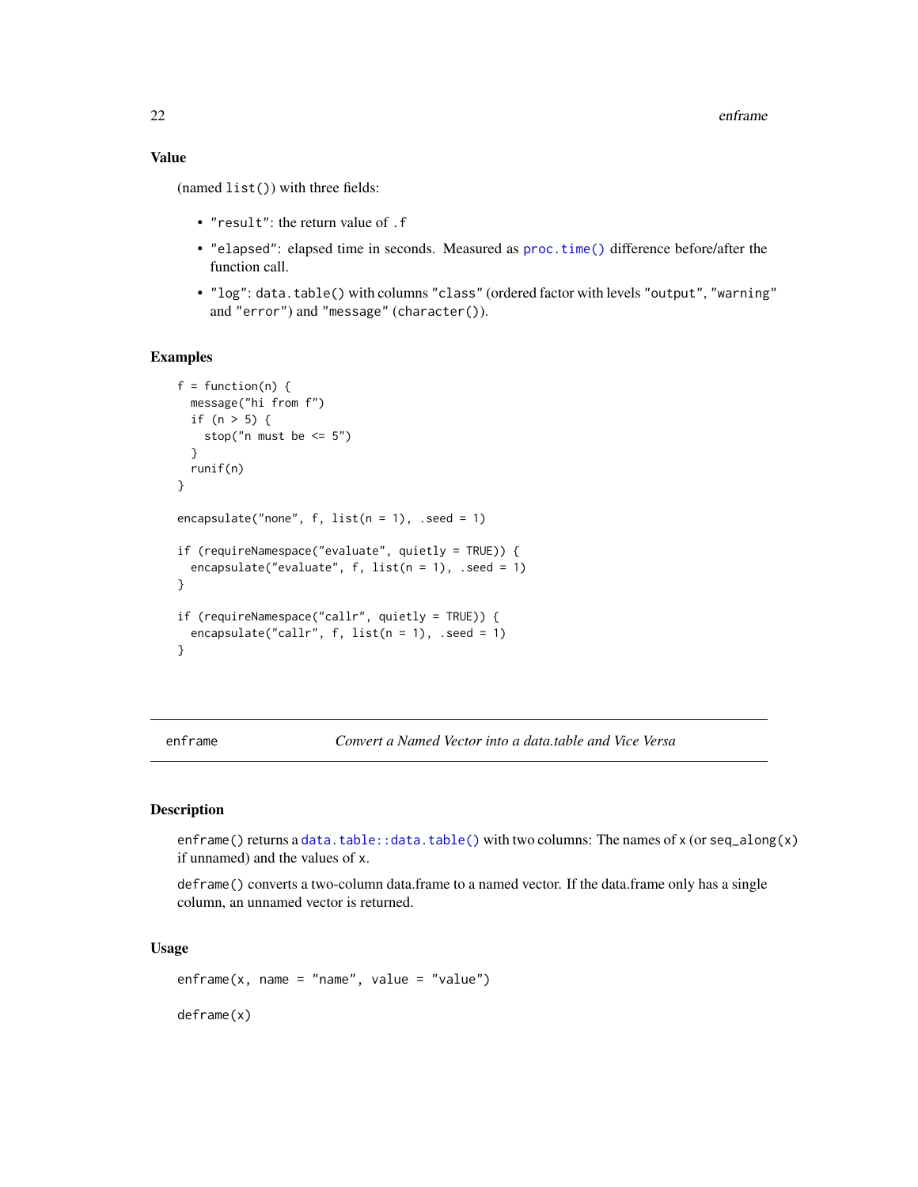### Value

(named `list()`) with three fields:

- `"result"`: the return value of `.f`
- `"elapsed"`: elapsed time in seconds. Measured as `proc.time()` difference before/after the function call.
- `"log"`: `data.table()` with columns `"class"` (ordered factor with levels `"output"`, `"warning"` and `"error"`) and `"message"` (`character()`).

### Examples

```
f = function(n) {
  message("hi from f")
  if (n > 5) {
    stop("n must be <= 5")
  }
  runif(n)
}

encapsulate("none", f, list(n = 1), .seed = 1)

if (requireNamespace("evaluate", quietly = TRUE)) {
  encapsulate("evaluate", f, list(n = 1), .seed = 1)
}

if (requireNamespace("callr", quietly = TRUE)) {
  encapsulate("callr", f, list(n = 1), .seed = 1)
}
```

---

## enframe — *Convert a Named Vector into a data.table and Vice Versa*

### Description

`enframe()` returns a `data.table::data.table()` with two columns: The names of `x` (or `seq_along(x)` if unnamed) and the values of `x`.

`deframe()` converts a two-column data.frame to a named vector. If the data.frame only has a single column, an unnamed vector is returned.

### Usage

```
enframe(x, name = "name", value = "value")

deframe(x)
```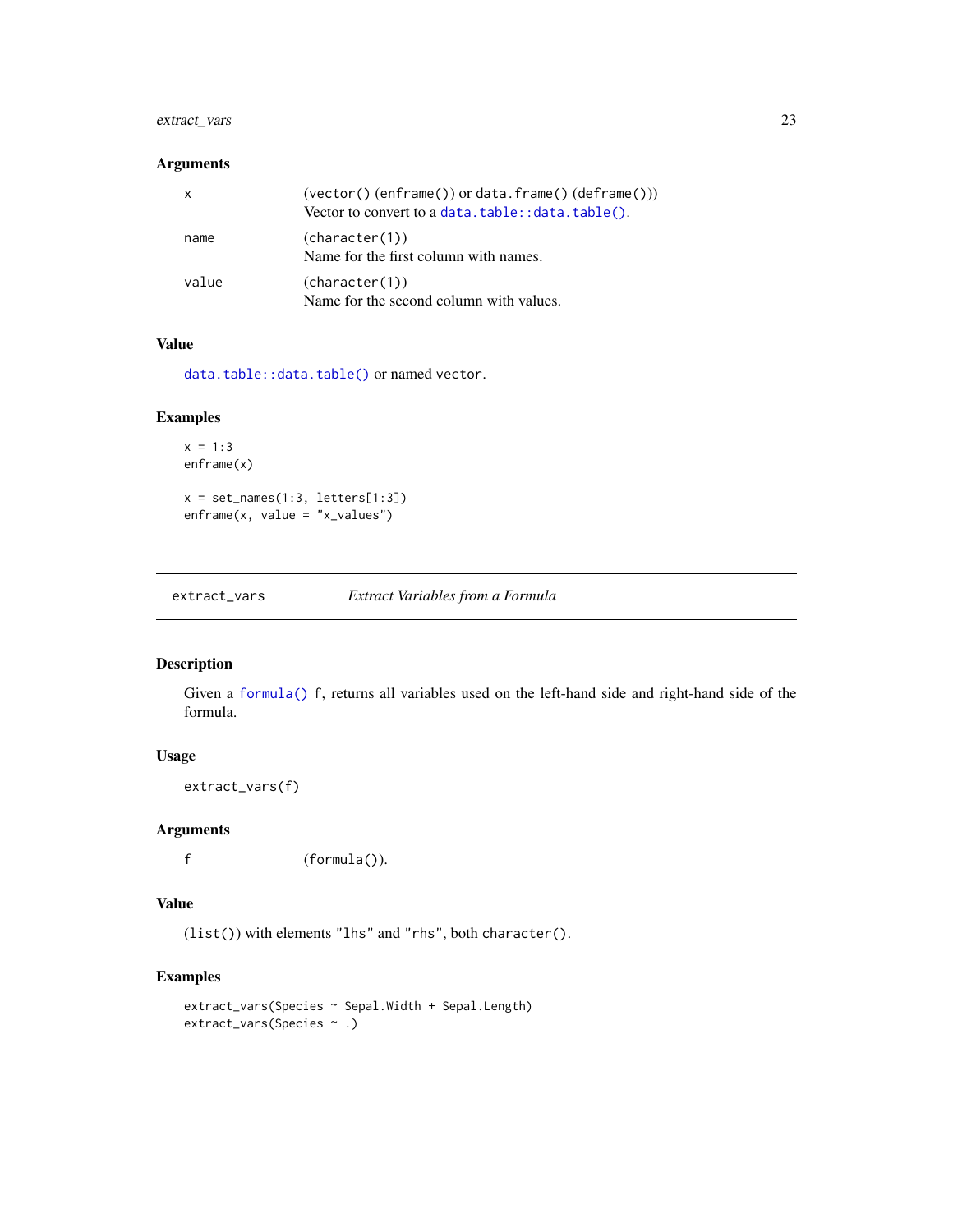### Arguments

| | |
|---|---|
| `x` | (`vector()` (`enframe()`) or `data.frame()` (`deframe()`))<br>Vector to convert to a `data.table::data.table()`. |
| `name` | (`character(1)`)<br>Name for the first column with names. |
| `value` | (`character(1)`)<br>Name for the second column with values. |

### Value

`data.table::data.table()` or named `vector`.

### Examples

```
x = 1:3
enframe(x)

x = set_names(1:3, letters[1:3])
enframe(x, value = "x_values")
```

---

## extract_vars — *Extract Variables from a Formula*

---

### Description

Given a `formula()` `f`, returns all variables used on the left-hand side and right-hand side of the formula.

### Usage

```
extract_vars(f)
```

### Arguments

| | |
|---|---|
| `f` | (`formula()`). |

### Value

(`list()`) with elements `"lhs"` and `"rhs"`, both `character()`.

### Examples

```
extract_vars(Species ~ Sepal.Width + Sepal.Length)
extract_vars(Species ~ .)
```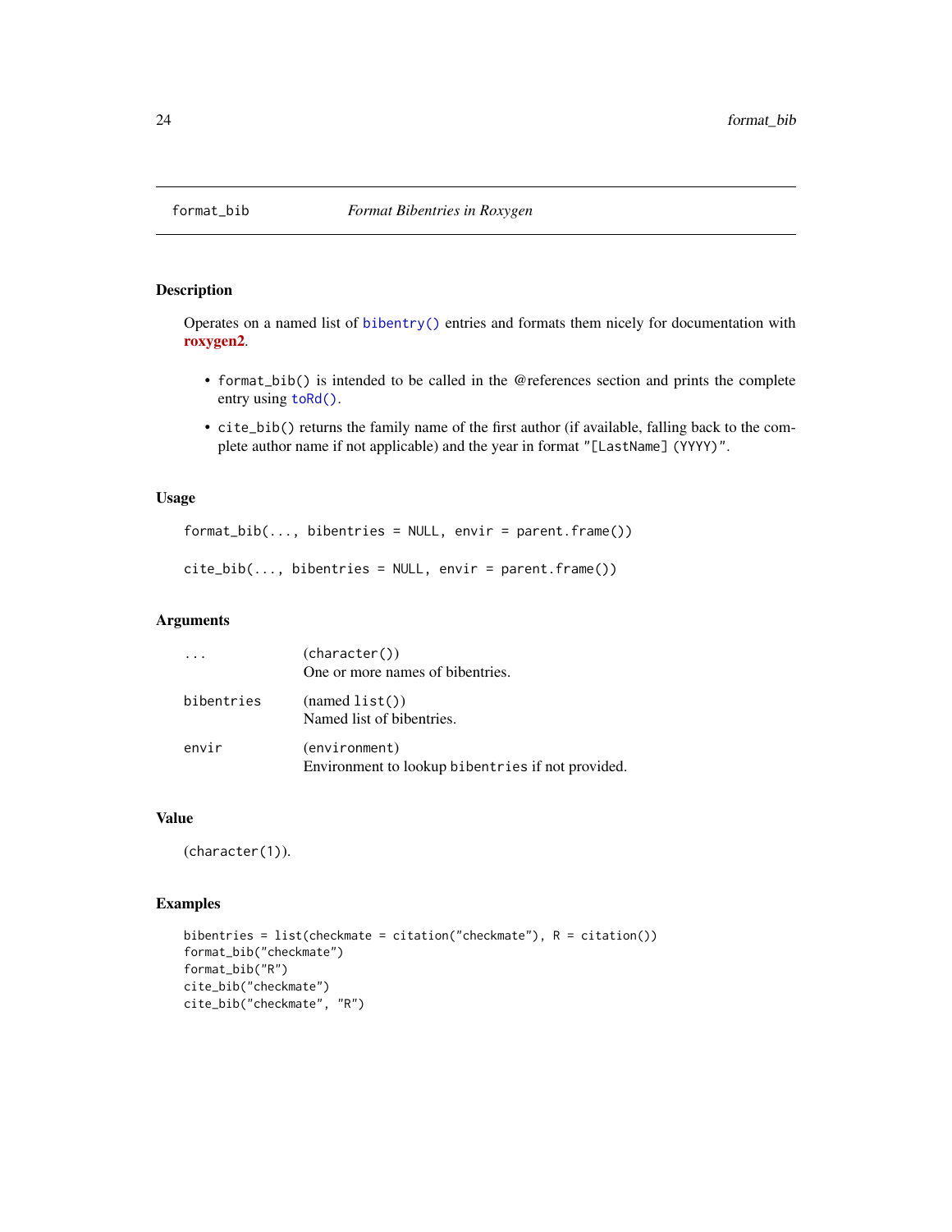# format_bib — *Format Bibentries in Roxygen*

## Description

Operates on a named list of `bibentry()` entries and formats them nicely for documentation with **roxygen2**.

- `format_bib()` is intended to be called in the @references section and prints the complete entry using `toRd()`.
- `cite_bib()` returns the family name of the first author (if available, falling back to the complete author name if not applicable) and the year in format `"[LastName] (YYYY)"`.

## Usage

```
format_bib(..., bibentries = NULL, envir = parent.frame())

cite_bib(..., bibentries = NULL, envir = parent.frame())
```

## Arguments

| | |
|---|---|
| `...` | (`character()`)<br>One or more names of bibentries. |
| `bibentries` | (named `list()`)<br>Named list of bibentries. |
| `envir` | (`environment`)<br>Environment to lookup `bibentries` if not provided. |

## Value

(`character(1)`).

## Examples

```
bibentries = list(checkmate = citation("checkmate"), R = citation())
format_bib("checkmate")
format_bib("R")
cite_bib("checkmate")
cite_bib("checkmate", "R")
```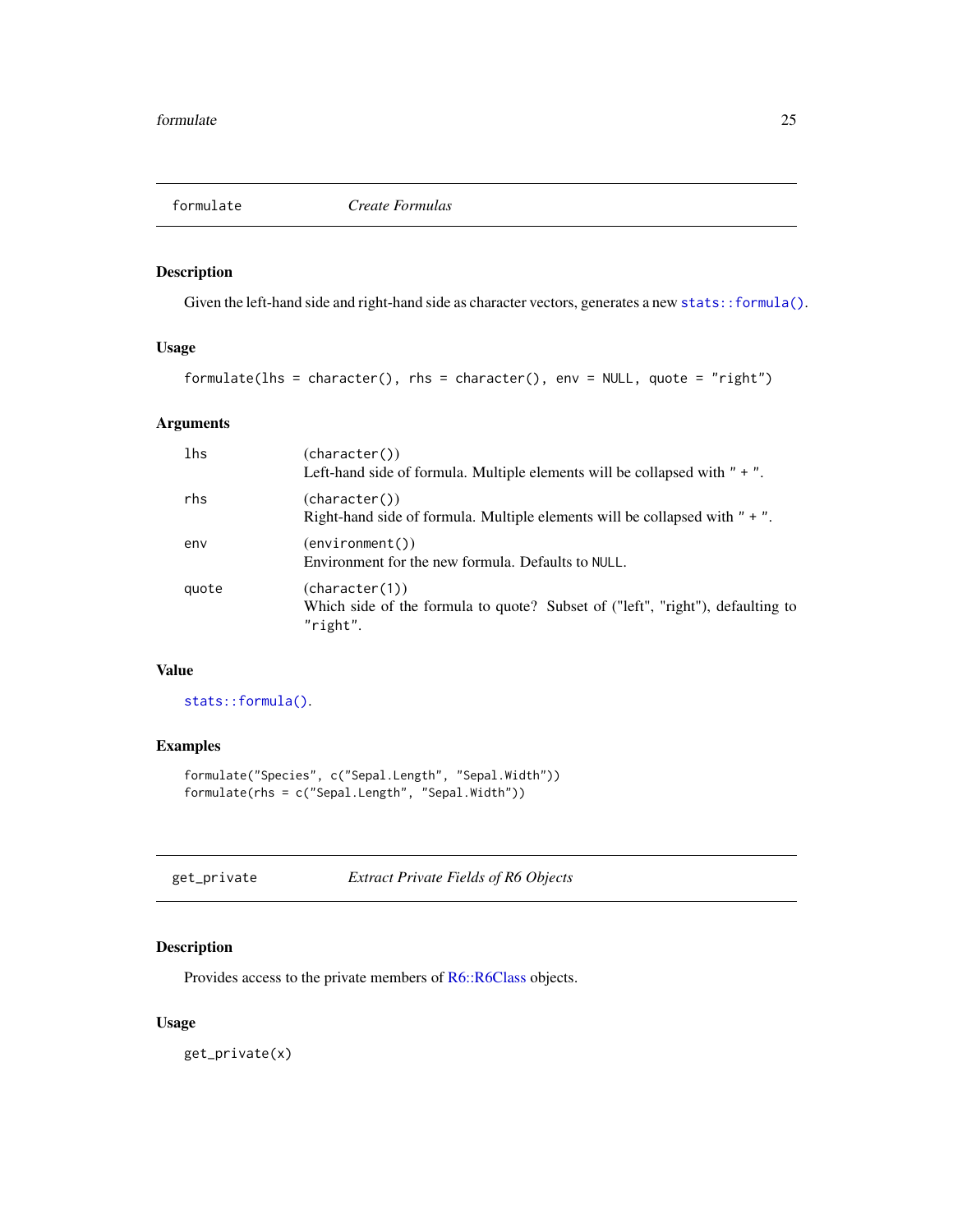## formulate — *Create Formulas*

### Description

Given the left-hand side and right-hand side as character vectors, generates a new `stats::formula()`.

### Usage

```
formulate(lhs = character(), rhs = character(), env = NULL, quote = "right")
```

### Arguments

| | |
|---|---|
| `lhs` | (`character()`)<br>Left-hand side of formula. Multiple elements will be collapsed with " + ". |
| `rhs` | (`character()`)<br>Right-hand side of formula. Multiple elements will be collapsed with " + ". |
| `env` | (`environment()`)<br>Environment for the new formula. Defaults to `NULL`. |
| `quote` | (`character(1)`)<br>Which side of the formula to quote? Subset of ("left", "right"), defaulting to `"right"`. |

### Value

`stats::formula()`.

### Examples

```
formulate("Species", c("Sepal.Length", "Sepal.Width"))
formulate(rhs = c("Sepal.Length", "Sepal.Width"))
```

## get_private — *Extract Private Fields of R6 Objects*

### Description

Provides access to the private members of R6::R6Class objects.

### Usage

```
get_private(x)
```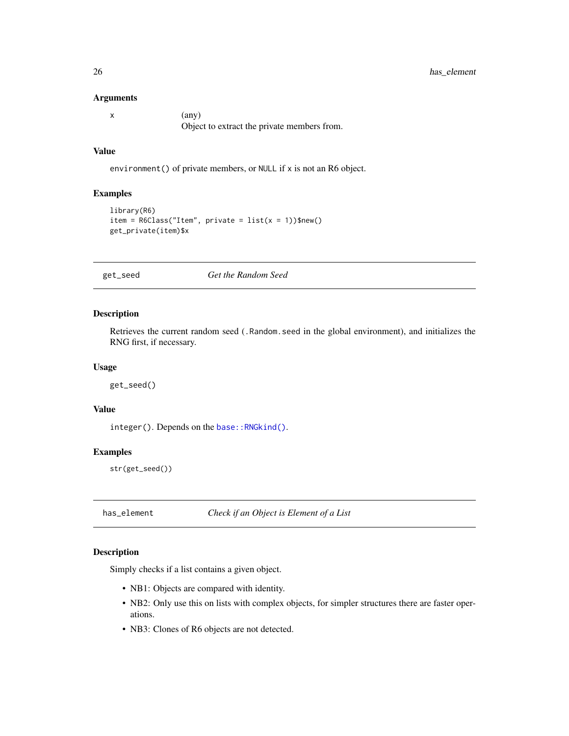### Arguments

| | |
|---|---|
| `x` | (any)<br>Object to extract the private members from. |

### Value

`environment()` of private members, or `NULL` if `x` is not an R6 object.

### Examples

```
library(R6)
item = R6Class("Item", private = list(x = 1))$new()
get_private(item)$x
```

---

## get_seed — *Get the Random Seed*

### Description

Retrieves the current random seed (`.Random.seed` in the global environment), and initializes the RNG first, if necessary.

### Usage

```
get_seed()
```

### Value

`integer()`. Depends on the `base::RNGkind()`.

### Examples

```
str(get_seed())
```

---

## has_element — *Check if an Object is Element of a List*

### Description

Simply checks if a list contains a given object.

- NB1: Objects are compared with identity.
- NB2: Only use this on lists with complex objects, for simpler structures there are faster operations.
- NB3: Clones of R6 objects are not detected.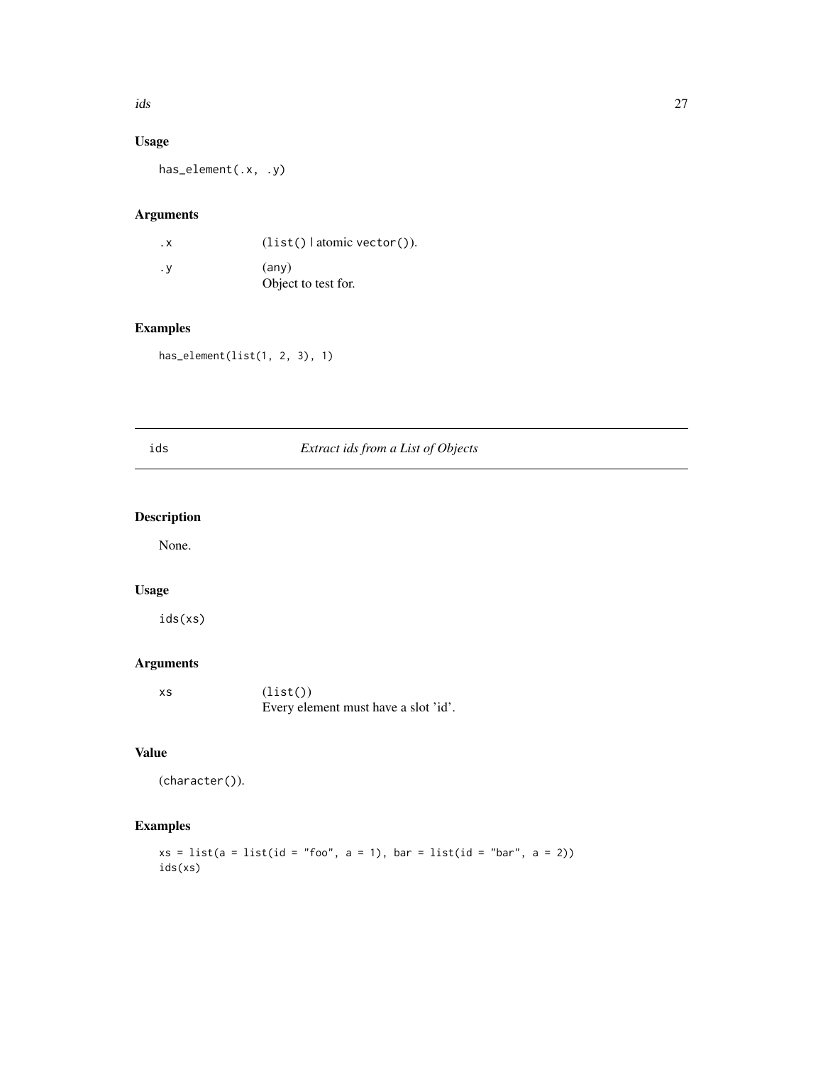## Usage

```
has_element(.x, .y)
```

## Arguments

| | |
|---|---|
| `.x` | (`list()` \| atomic `vector()`). |
| `.y` | (`any`)<br>Object to test for. |

## Examples

```
has_element(list(1, 2, 3), 1)
```

---

# ids — *Extract ids from a List of Objects*

---

## Description

None.

## Usage

```
ids(xs)
```

## Arguments

| | |
|---|---|
| `xs` | (`list()`)<br>Every element must have a slot 'id'. |

## Value

(`character()`).

## Examples

```
xs = list(a = list(id = "foo", a = 1), bar = list(id = "bar", a = 2))
ids(xs)
```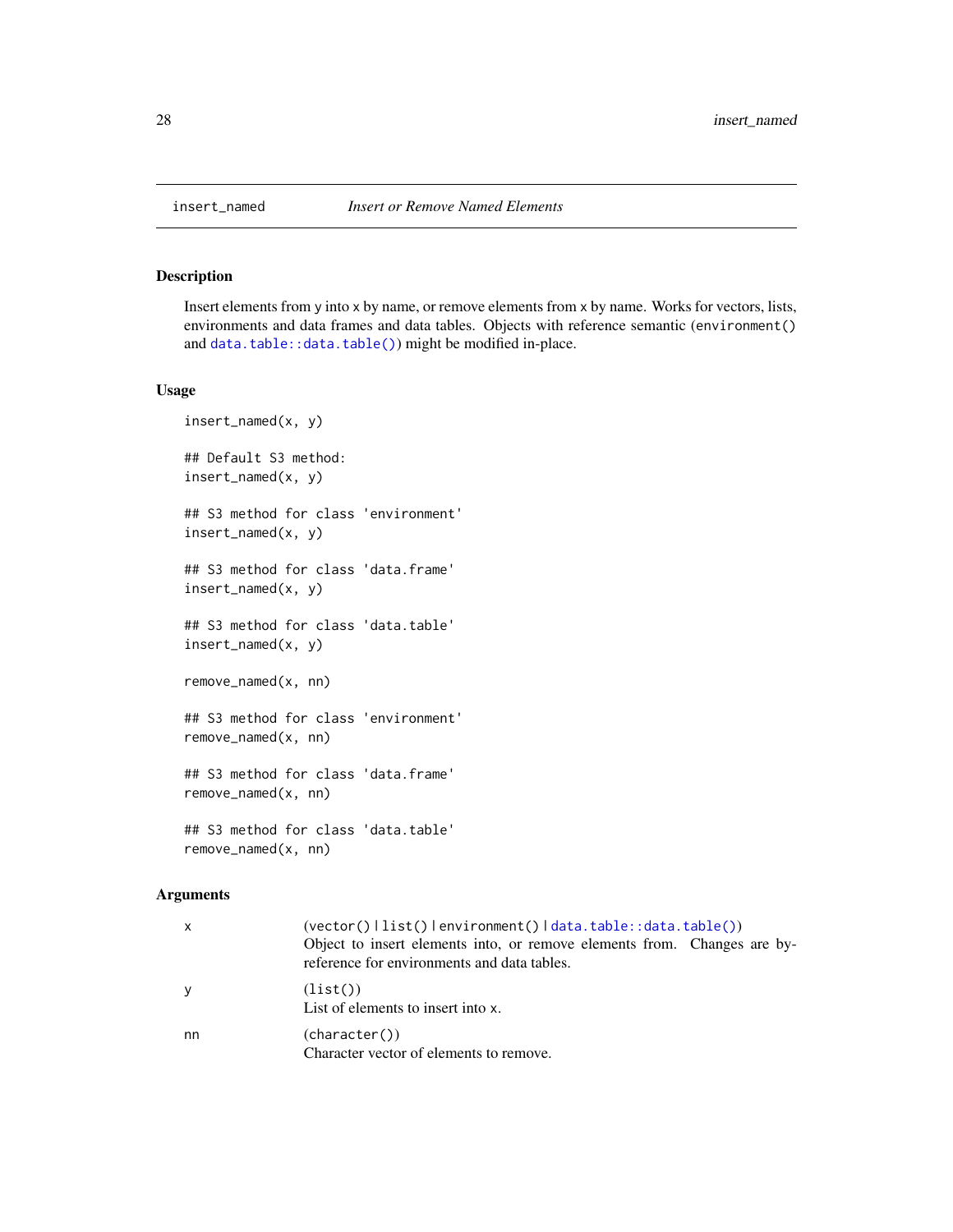# insert_named *Insert or Remove Named Elements*

## Description

Insert elements from y into x by name, or remove elements from x by name. Works for vectors, lists, environments and data frames and data tables. Objects with reference semantic (`environment()` and `data.table::data.table()`) might be modified in-place.

## Usage

```
insert_named(x, y)

## Default S3 method:
insert_named(x, y)

## S3 method for class 'environment'
insert_named(x, y)

## S3 method for class 'data.frame'
insert_named(x, y)

## S3 method for class 'data.table'
insert_named(x, y)

remove_named(x, nn)

## S3 method for class 'environment'
remove_named(x, nn)

## S3 method for class 'data.frame'
remove_named(x, nn)

## S3 method for class 'data.table'
remove_named(x, nn)
```

## Arguments

| | |
|---|---|
| x | (`vector()` \| `list()` \| `environment()` \| `data.table::data.table()`)<br>Object to insert elements into, or remove elements from. Changes are by-reference for environments and data tables. |
| y | (`list()`)<br>List of elements to insert into x. |
| nn | (`character()`)<br>Character vector of elements to remove. |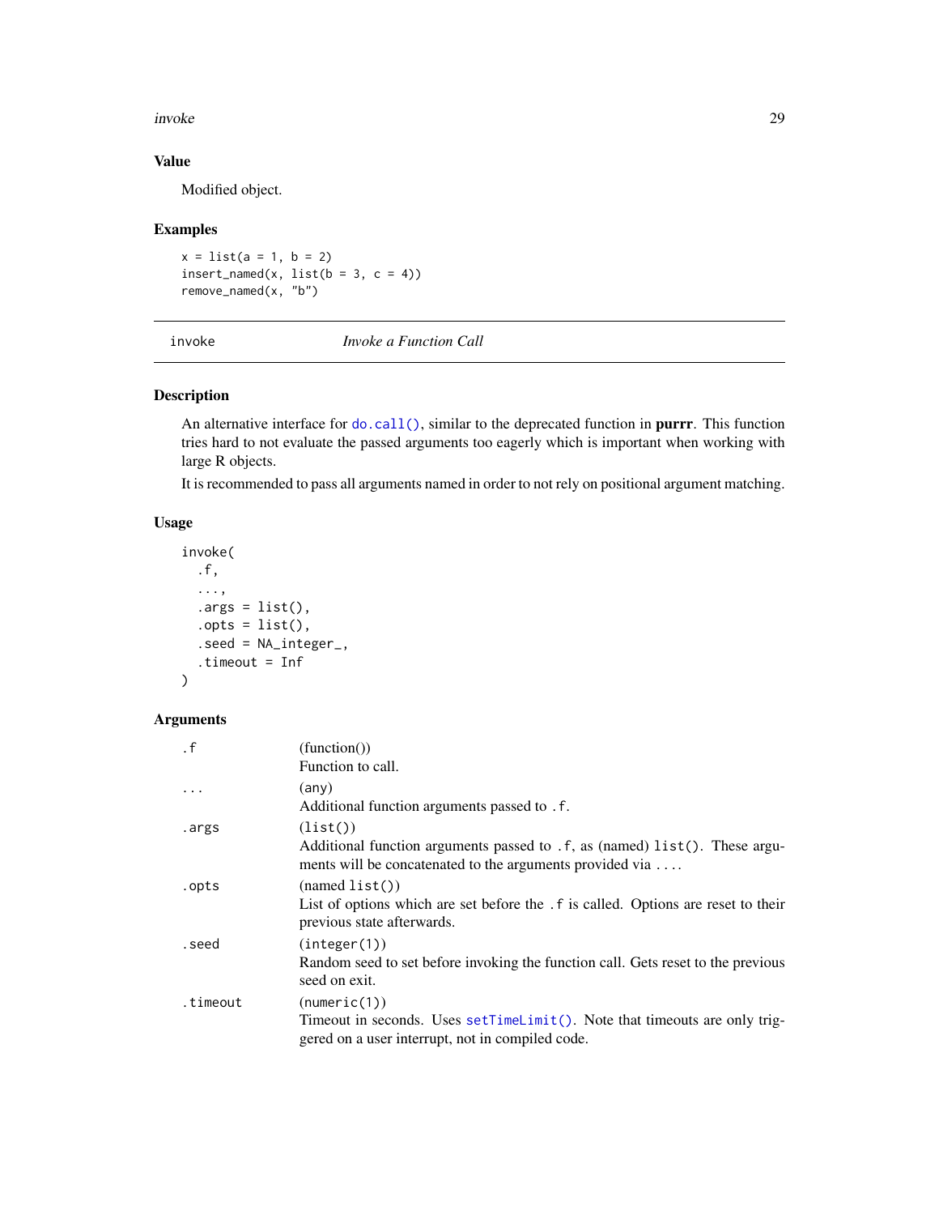## Value

Modified object.

## Examples

```
x = list(a = 1, b = 2)
insert_named(x, list(b = 3, c = 4))
remove_named(x, "b")
```

---

# invoke — *Invoke a Function Call*

---

## Description

An alternative interface for `do.call()`, similar to the deprecated function in **purrr**. This function tries hard to not evaluate the passed arguments too eagerly which is important when working with large R objects.

It is recommended to pass all arguments named in order to not rely on positional argument matching.

## Usage

```
invoke(
  .f,
  ...,
  .args = list(),
  .opts = list(),
  .seed = NA_integer_,
  .timeout = Inf
)
```

## Arguments

`.f` (function())
Function to call.

`...` (any)
Additional function arguments passed to `.f`.

`.args` (`list()`)
Additional function arguments passed to `.f`, as (named) `list()`. These arguments will be concatenated to the arguments provided via `...`.

`.opts` (named `list()`)
List of options which are set before the `.f` is called. Options are reset to their previous state afterwards.

`.seed` (`integer(1)`)
Random seed to set before invoking the function call. Gets reset to the previous seed on exit.

`.timeout` (`numeric(1)`)
Timeout in seconds. Uses `setTimeLimit()`. Note that timeouts are only triggered on a user interrupt, not in compiled code.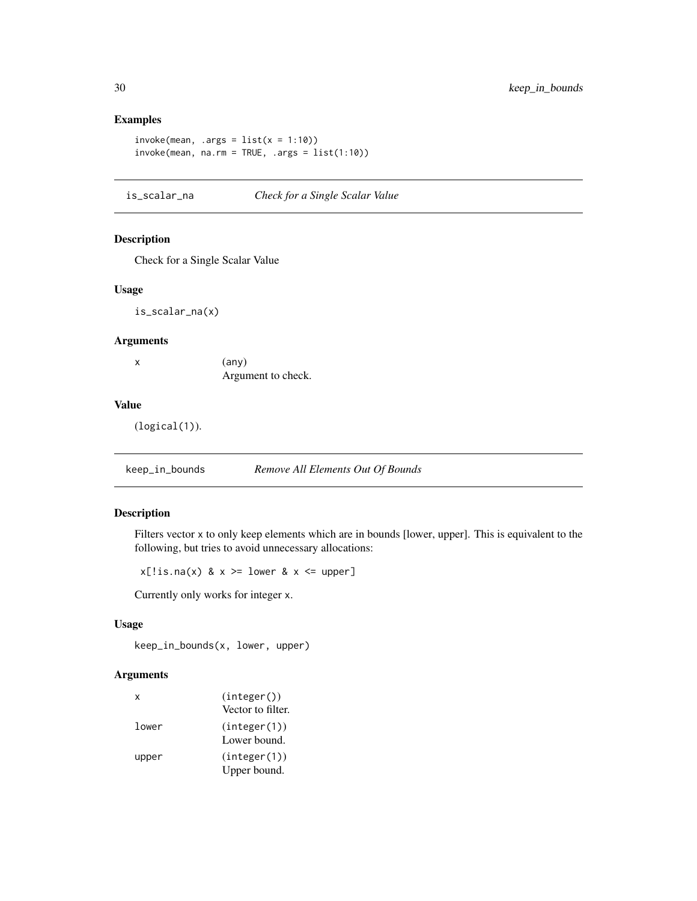## Examples

```
invoke(mean, .args = list(x = 1:10))
invoke(mean, na.rm = TRUE, .args = list(1:10))
```

---

# is_scalar_na *Check for a Single Scalar Value*

## Description

Check for a Single Scalar Value

## Usage

```
is_scalar_na(x)
```

## Arguments

| | |
|---|---|
| x | (any) Argument to check. |

## Value

(logical(1)).

---

# keep_in_bounds *Remove All Elements Out Of Bounds*

## Description

Filters vector x to only keep elements which are in bounds [lower, upper]. This is equivalent to the following, but tries to avoid unnecessary allocations:

```
x[!is.na(x) & x >= lower & x <= upper]
```

Currently only works for integer x.

## Usage

```
keep_in_bounds(x, lower, upper)
```

## Arguments

| | |
|---|---|
| x | (integer()) Vector to filter. |
| lower | (integer(1)) Lower bound. |
| upper | (integer(1)) Upper bound. |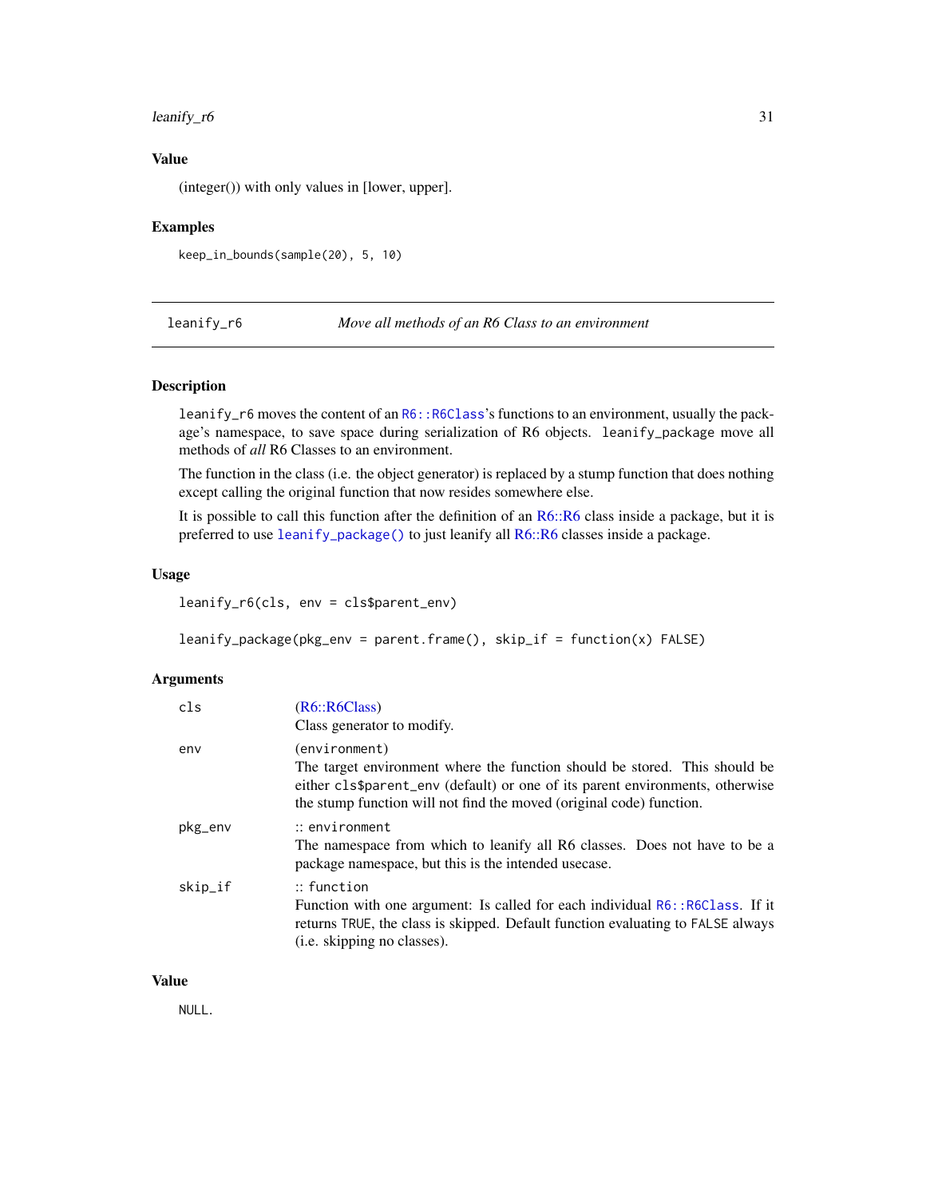### Value

(integer()) with only values in [lower, upper].

### Examples

```
keep_in_bounds(sample(20), 5, 10)
```

---

## leanify_r6 — *Move all methods of an R6 Class to an environment*

### Description

`leanify_r6` moves the content of an `R6::R6Class`'s functions to an environment, usually the package's namespace, to save space during serialization of R6 objects. `leanify_package` move all methods of *all* R6 Classes to an environment.

The function in the class (i.e. the object generator) is replaced by a stump function that does nothing except calling the original function that now resides somewhere else.

It is possible to call this function after the definition of an R6::R6 class inside a package, but it is preferred to use `leanify_package()` to just leanify all R6::R6 classes inside a package.

### Usage

```
leanify_r6(cls, env = cls$parent_env)

leanify_package(pkg_env = parent.frame(), skip_if = function(x) FALSE)
```

### Arguments

| | |
|---|---|
| `cls` | (R6::R6Class)<br>Class generator to modify. |
| `env` | (`environment`)<br>The target environment where the function should be stored. This should be either `cls$parent_env` (default) or one of its parent environments, otherwise the stump function will not find the moved (original code) function. |
| `pkg_env` | :: `environment`<br>The namespace from which to leanify all R6 classes. Does not have to be a package namespace, but this is the intended usecase. |
| `skip_if` | :: `function`<br>Function with one argument: Is called for each individual `R6::R6Class`. If it returns `TRUE`, the class is skipped. Default function evaluating to `FALSE` always (i.e. skipping no classes). |

### Value

`NULL`.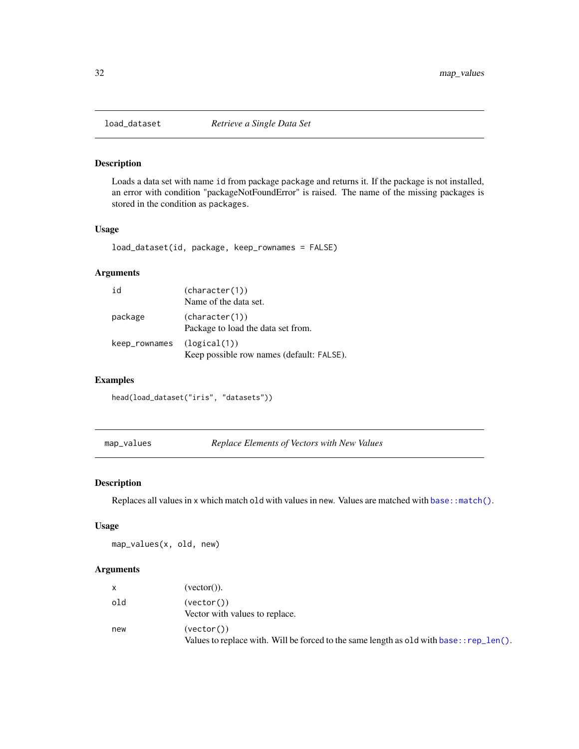## load_dataset — *Retrieve a Single Data Set*

### Description

Loads a data set with name `id` from package `package` and returns it. If the package is not installed, an error with condition "packageNotFoundError" is raised. The name of the missing packages is stored in the condition as `packages`.

### Usage

```
load_dataset(id, package, keep_rownames = FALSE)
```

### Arguments

| | |
|---|---|
| `id` | (`character(1)`) Name of the data set. |
| `package` | (`character(1)`) Package to load the data set from. |
| `keep_rownames` | (`logical(1)`) Keep possible row names (default: `FALSE`). |

### Examples

```
head(load_dataset("iris", "datasets"))
```

## map_values — *Replace Elements of Vectors with New Values*

### Description

Replaces all values in `x` which match `old` with values in `new`. Values are matched with `base::match()`.

### Usage

```
map_values(x, old, new)
```

### Arguments

| | |
|---|---|
| `x` | (vector()). |
| `old` | (`vector()`) Vector with values to replace. |
| `new` | (`vector()`) Values to replace with. Will be forced to the same length as `old` with `base::rep_len()`. |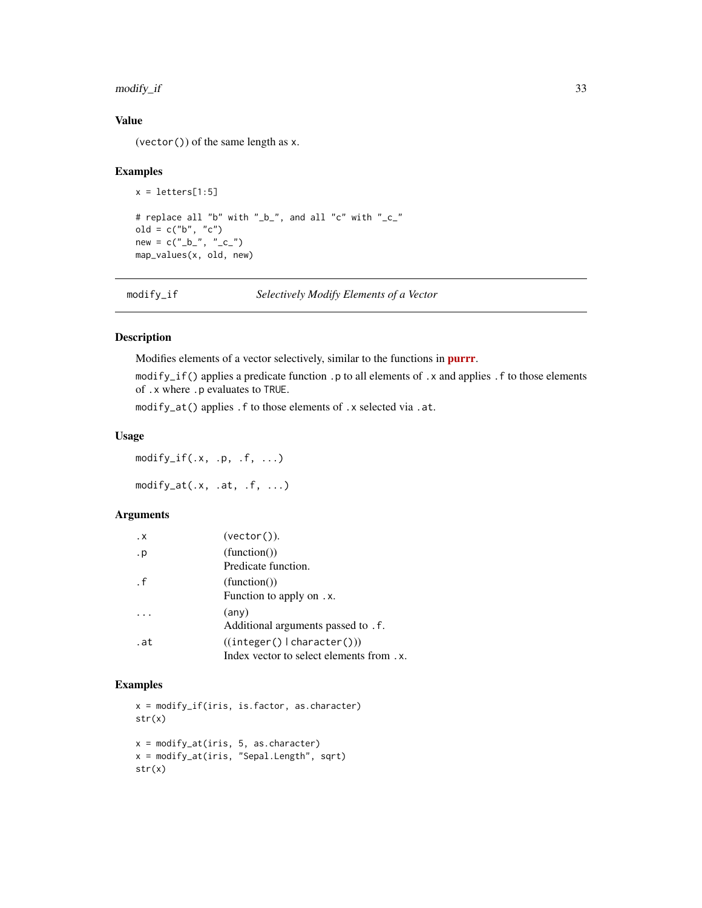## Value

(`vector()`) of the same length as `x`.

## Examples

```
x = letters[1:5]

# replace all "b" with "_b_", and all "c" with "_c_"
old = c("b", "c")
new = c("_b_", "_c_")
map_values(x, old, new)
```

---

# modify_if — *Selectively Modify Elements of a Vector*

## Description

Modifies elements of a vector selectively, similar to the functions in **purrr**.

`modify_if()` applies a predicate function `.p` to all elements of `.x` and applies `.f` to those elements of `.x` where `.p` evaluates to `TRUE`.

`modify_at()` applies `.f` to those elements of `.x` selected via `.at`.

## Usage

```
modify_if(.x, .p, .f, ...)

modify_at(.x, .at, .f, ...)
```

## Arguments

| Argument | Description |
|---|---|
| `.x` | (`vector()`). |
| `.p` | (function())<br>Predicate function. |
| `.f` | (function())<br>Function to apply on `.x`. |
| `...` | (any)<br>Additional arguments passed to `.f`. |
| `.at` | ((`integer()` \| `character()`))<br>Index vector to select elements from `.x`. |

## Examples

```
x = modify_if(iris, is.factor, as.character)
str(x)

x = modify_at(iris, 5, as.character)
x = modify_at(iris, "Sepal.Length", sqrt)
str(x)
```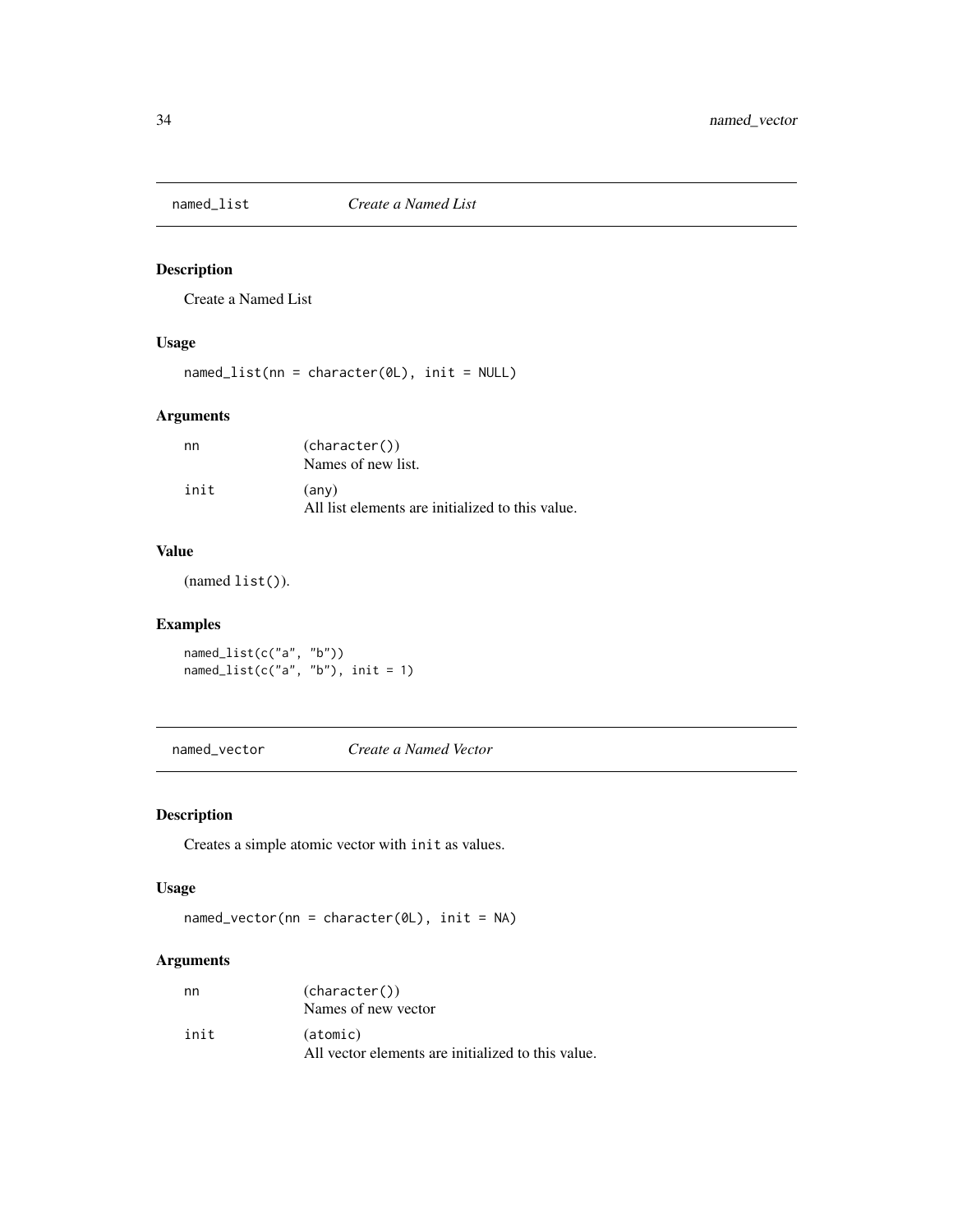## named_list *Create a Named List*

### Description

Create a Named List

### Usage

```
named_list(nn = character(0L), init = NULL)
```

### Arguments

| | |
|---|---|
| nn | (character())<br>Names of new list. |
| init | (any)<br>All list elements are initialized to this value. |

### Value

(named list()).

### Examples

```
named_list(c("a", "b"))
named_list(c("a", "b"), init = 1)
```

## named_vector *Create a Named Vector*

### Description

Creates a simple atomic vector with init as values.

### Usage

```
named_vector(nn = character(0L), init = NA)
```

### Arguments

| | |
|---|---|
| nn | (character())<br>Names of new vector |
| init | (atomic)<br>All vector elements are initialized to this value. |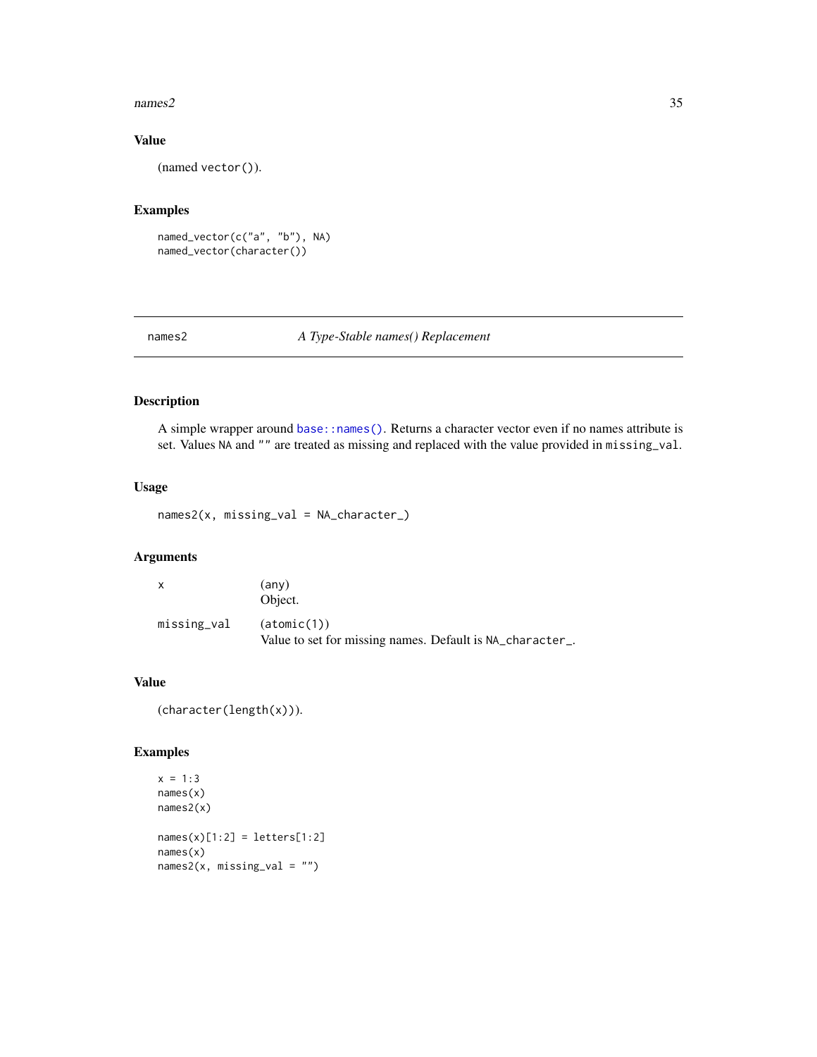### Value

(named `vector()`).

### Examples

```
named_vector(c("a", "b"), NA)
named_vector(character())
```

---

## names2 — *A Type-Stable names() Replacement*

### Description

A simple wrapper around `base::names()`. Returns a character vector even if no names attribute is set. Values `NA` and `""` are treated as missing and replaced with the value provided in `missing_val`.

### Usage

```
names2(x, missing_val = NA_character_)
```

### Arguments

| | |
|---|---|
| `x` | (`any`) Object. |
| `missing_val` | (`atomic(1)`) Value to set for missing names. Default is `NA_character_`. |

### Value

(`character(length(x))`).

### Examples

```
x = 1:3
names(x)
names2(x)

names(x)[1:2] = letters[1:2]
names(x)
names2(x, missing_val = "")
```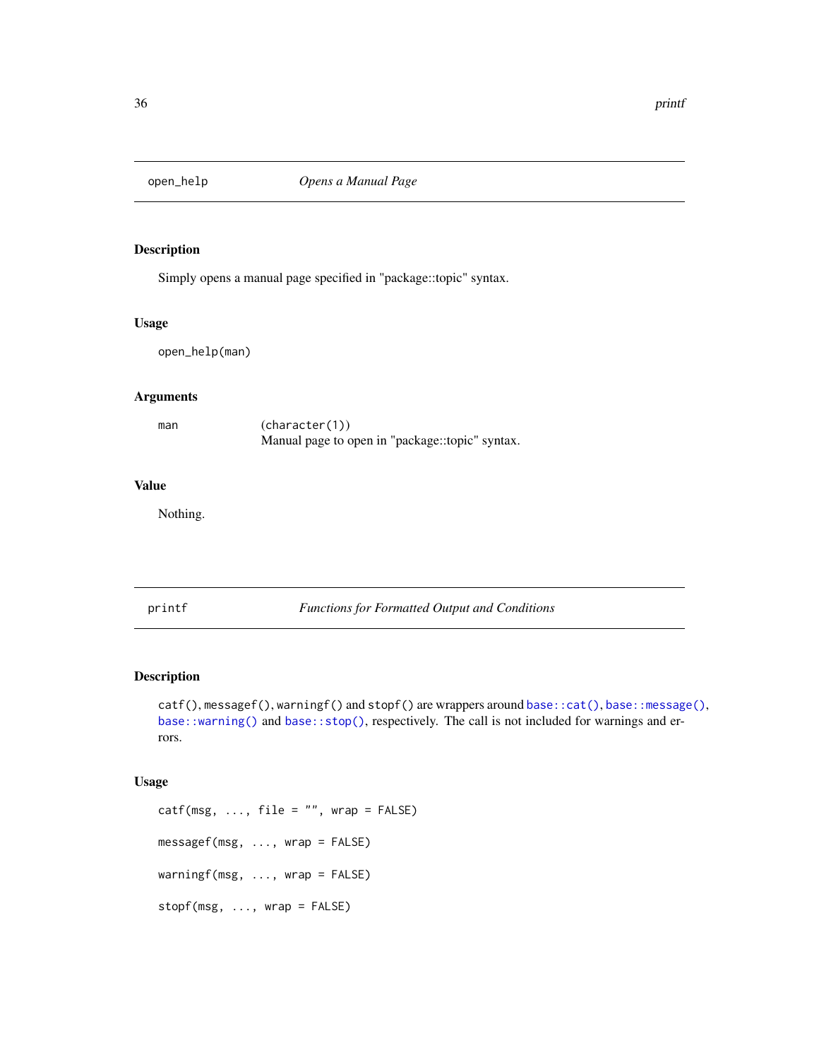## open_help — *Opens a Manual Page*

### Description

Simply opens a manual page specified in "package::topic" syntax.

### Usage

```
open_help(man)
```

### Arguments

| | |
|---|---|
| man | (character(1))<br>Manual page to open in "package::topic" syntax. |

### Value

Nothing.

## printf — *Functions for Formatted Output and Conditions*

### Description

catf(), messagef(), warningf() and stopf() are wrappers around base::cat(), base::message(), base::warning() and base::stop(), respectively. The call is not included for warnings and errors.

### Usage

```
catf(msg, ..., file = "", wrap = FALSE)

messagef(msg, ..., wrap = FALSE)

warningf(msg, ..., wrap = FALSE)

stopf(msg, ..., wrap = FALSE)
```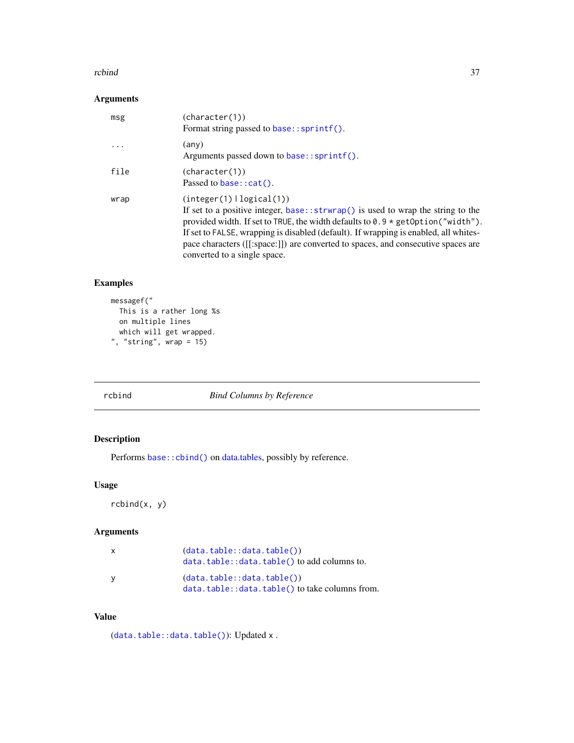### Arguments

| | |
|---|---|
| msg | (character(1))<br>Format string passed to base::sprintf(). |
| ... | (any)<br>Arguments passed down to base::sprintf(). |
| file | (character(1))<br>Passed to base::cat(). |
| wrap | (integer(1) \| logical(1))<br>If set to a positive integer, base::strwrap() is used to wrap the string to the provided width. If set to TRUE, the width defaults to 0.9 * getOption("width"). If set to FALSE, wrapping is disabled (default). If wrapping is enabled, all whitespace characters ([[:space:]]) are converted to spaces, and consecutive spaces are converted to a single space. |

### Examples

```
messagef("
  This is a rather long %s
  on multiple lines
  which will get wrapped.
", "string", wrap = 15)
```

---

## rcbind — *Bind Columns by Reference*

### Description

Performs base::cbind() on data.tables, possibly by reference.

### Usage

```
rcbind(x, y)
```

### Arguments

| | |
|---|---|
| x | (data.table::data.table())<br>data.table::data.table() to add columns to. |
| y | (data.table::data.table())<br>data.table::data.table() to take columns from. |

### Value

(data.table::data.table()): Updated x .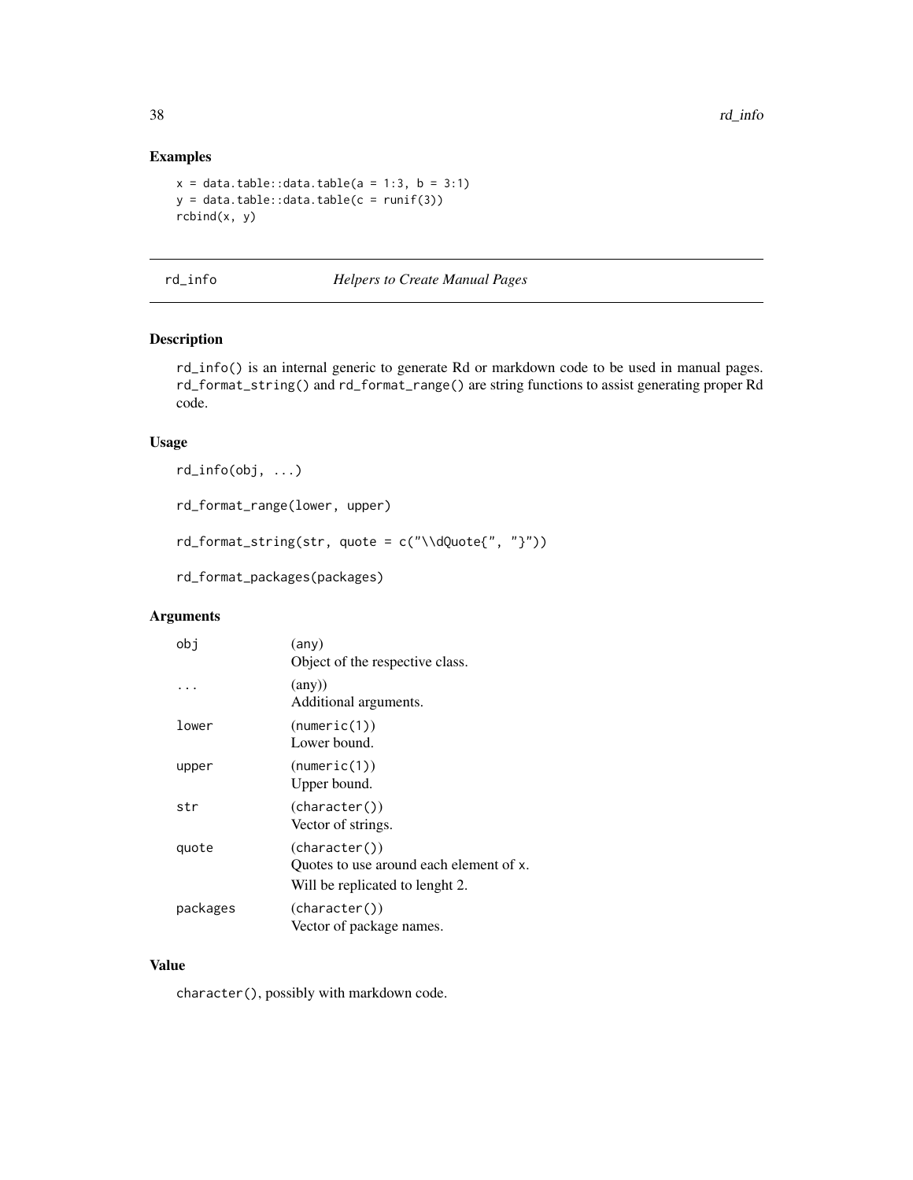## Examples

```
x = data.table::data.table(a = 1:3, b = 3:1)
y = data.table::data.table(c = runif(3))
rcbind(x, y)
```

---

# rd_info — *Helpers to Create Manual Pages*

## Description

`rd_info()` is an internal generic to generate Rd or markdown code to be used in manual pages. `rd_format_string()` and `rd_format_range()` are string functions to assist generating proper Rd code.

## Usage

```
rd_info(obj, ...)

rd_format_range(lower, upper)

rd_format_string(str, quote = c("\\dQuote{", "}"))

rd_format_packages(packages)
```

## Arguments

| | |
|---|---|
| `obj` | (`any`)<br>Object of the respective class. |
| `...` | (any))<br>Additional arguments. |
| `lower` | (`numeric(1)`)<br>Lower bound. |
| `upper` | (`numeric(1)`)<br>Upper bound. |
| `str` | (`character()`)<br>Vector of strings. |
| `quote` | (`character()`)<br>Quotes to use around each element of `x`.<br>Will be replicated to lenght 2. |
| `packages` | (`character()`)<br>Vector of package names. |

## Value

`character()`, possibly with markdown code.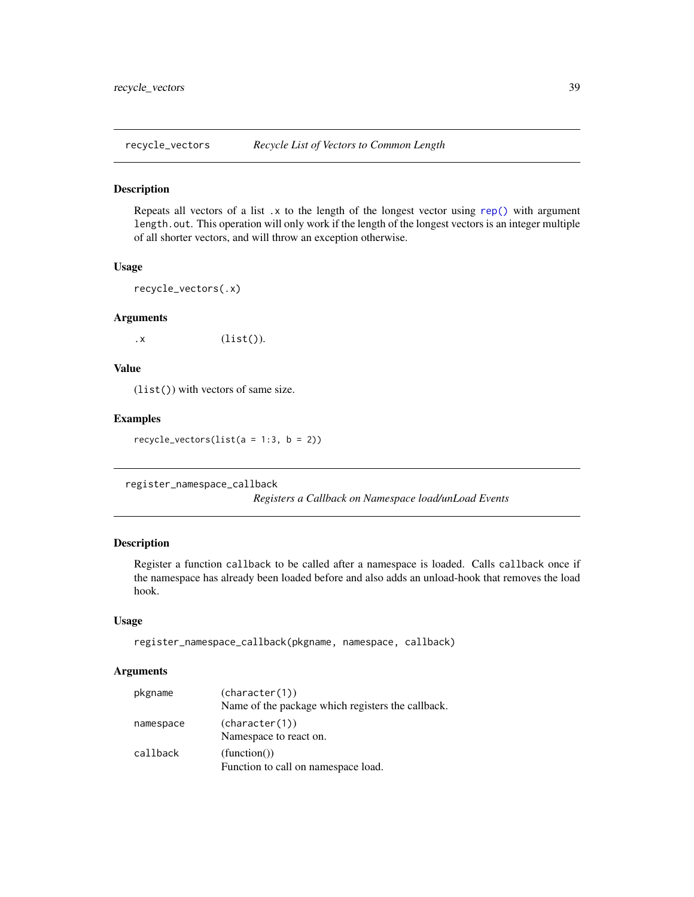## recycle_vectors *Recycle List of Vectors to Common Length*

### Description

Repeats all vectors of a list `.x` to the length of the longest vector using `rep()` with argument `length.out`. This operation will only work if the length of the longest vectors is an integer multiple of all shorter vectors, and will throw an exception otherwise.

### Usage

```
recycle_vectors(.x)
```

### Arguments

| | |
|---|---|
| `.x` | (`list()`). |

### Value

(`list()`) with vectors of same size.

### Examples

```
recycle_vectors(list(a = 1:3, b = 2))
```

## register_namespace_callback *Registers a Callback on Namespace load/unLoad Events*

### Description

Register a function `callback` to be called after a namespace is loaded. Calls `callback` once if the namespace has already been loaded before and also adds an unload-hook that removes the load hook.

### Usage

```
register_namespace_callback(pkgname, namespace, callback)
```

### Arguments

| | |
|---|---|
| `pkgname` | (`character(1)`)<br>Name of the package which registers the callback. |
| `namespace` | (`character(1)`)<br>Namespace to react on. |
| `callback` | (function())<br>Function to call on namespace load. |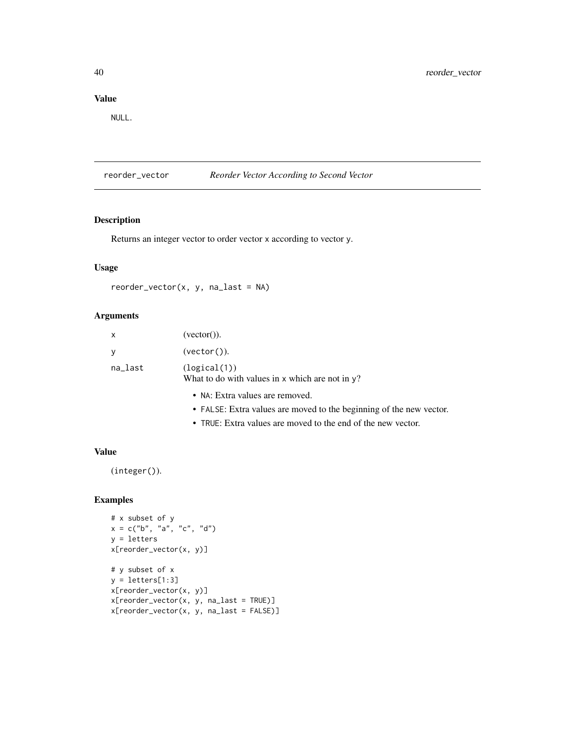### Value

NULL.

## reorder_vector *Reorder Vector According to Second Vector*

### Description

Returns an integer vector to order vector x according to vector y.

### Usage

```
reorder_vector(x, y, na_last = NA)
```

### Arguments

| | |
|---|---|
| x | (vector()). |
| y | (vector()). |
| na_last | (logical(1))<br>What to do with values in x which are not in y?<br>• NA: Extra values are removed.<br>• FALSE: Extra values are moved to the beginning of the new vector.<br>• TRUE: Extra values are moved to the end of the new vector. |

### Value

(integer()).

### Examples

```
# x subset of y
x = c("b", "a", "c", "d")
y = letters
x[reorder_vector(x, y)]

# y subset of x
y = letters[1:3]
x[reorder_vector(x, y)]
x[reorder_vector(x, y, na_last = TRUE)]
x[reorder_vector(x, y, na_last = FALSE)]
```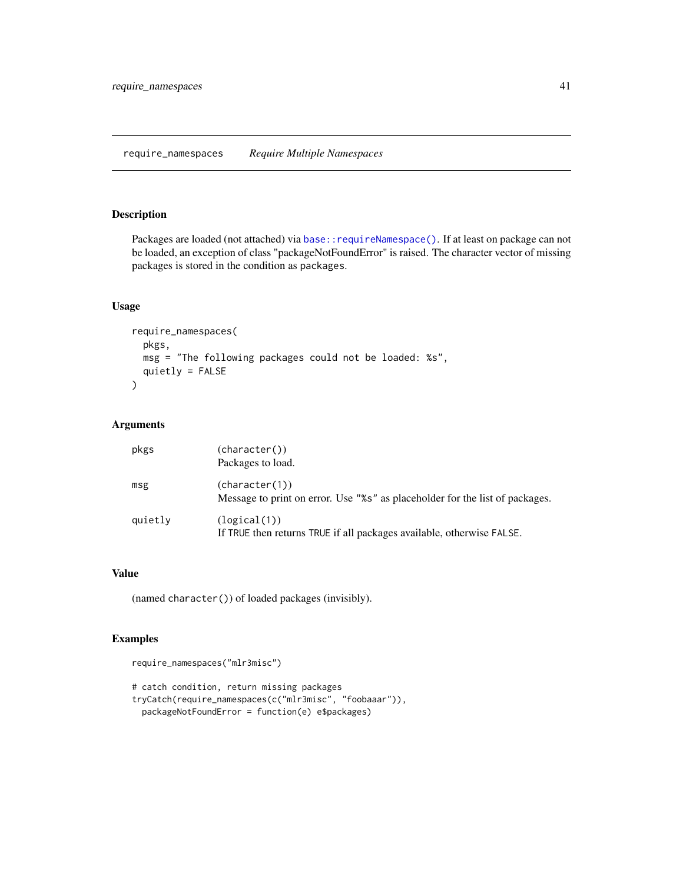# require_namespaces *Require Multiple Namespaces*

## Description

Packages are loaded (not attached) via `base::requireNamespace()`. If at least on package can not be loaded, an exception of class "packageNotFoundError" is raised. The character vector of missing packages is stored in the condition as `packages`.

## Usage

```
require_namespaces(
  pkgs,
  msg = "The following packages could not be loaded: %s",
  quietly = FALSE
)
```

## Arguments

| | |
|---|---|
| pkgs | (`character()`)<br>Packages to load. |
| msg | (`character(1)`)<br>Message to print on error. Use `"%s"` as placeholder for the list of packages. |
| quietly | (`logical(1)`)<br>If `TRUE` then returns `TRUE` if all packages available, otherwise `FALSE`. |

## Value

(named `character()`) of loaded packages (invisibly).

## Examples

```
require_namespaces("mlr3misc")

# catch condition, return missing packages
tryCatch(require_namespaces(c("mlr3misc", "foobaaar")),
  packageNotFoundError = function(e) e$packages)
```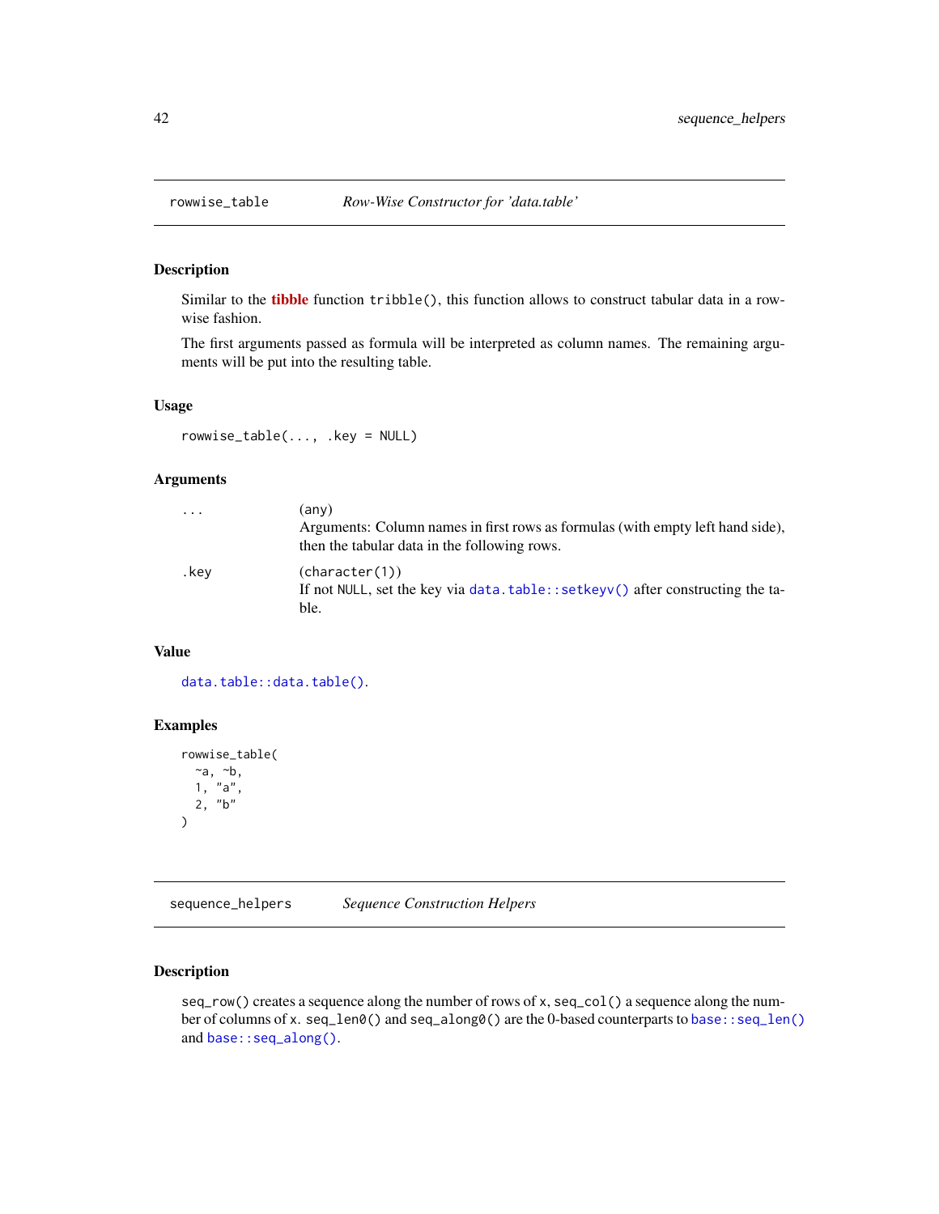## rowwise_table *Row-Wise Constructor for 'data.table'*

### Description

Similar to the **tibble** function `tribble()`, this function allows to construct tabular data in a row-wise fashion.

The first arguments passed as formula will be interpreted as column names. The remaining arguments will be put into the resulting table.

### Usage

```
rowwise_table(..., .key = NULL)
```

### Arguments

| | |
|---|---|
| `...` | (any)<br>Arguments: Column names in first rows as formulas (with empty left hand side), then the tabular data in the following rows. |
| `.key` | (`character(1)`)<br>If not `NULL`, set the key via `data.table::setkeyv()` after constructing the table. |

### Value

`data.table::data.table()`.

### Examples

```
rowwise_table(
  ~a, ~b,
  1, "a",
  2, "b"
)
```

## sequence_helpers *Sequence Construction Helpers*

### Description

`seq_row()` creates a sequence along the number of rows of `x`, `seq_col()` a sequence along the number of columns of `x`. `seq_len0()` and `seq_along0()` are the 0-based counterparts to `base::seq_len()` and `base::seq_along()`.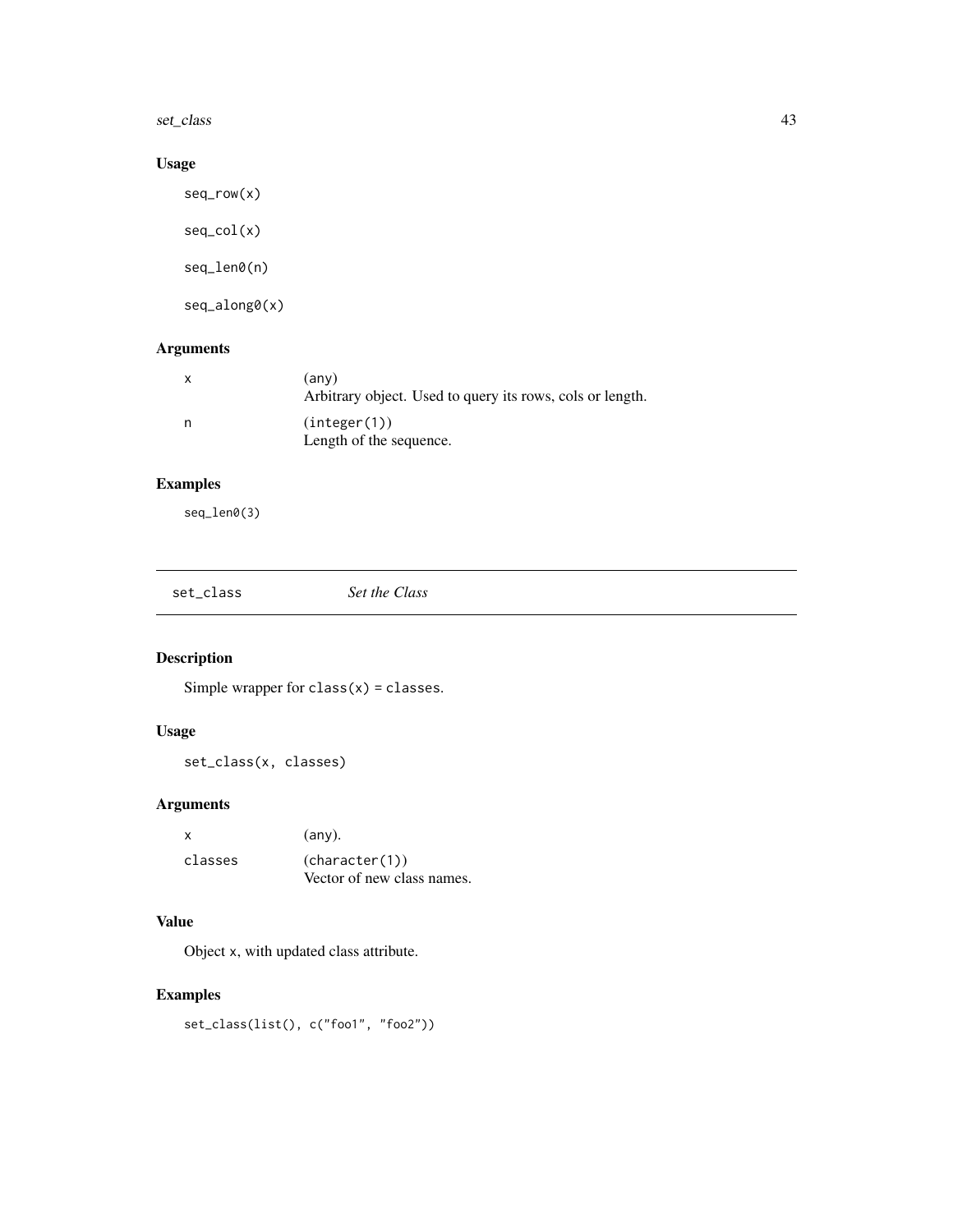## Usage

```
seq_row(x)

seq_col(x)

seq_len0(n)

seq_along0(x)
```

## Arguments

| | |
|---|---|
| x | (any)<br>Arbitrary object. Used to query its rows, cols or length. |
| n | (integer(1))<br>Length of the sequence. |

## Examples

```
seq_len0(3)
```

---

# set_class — *Set the Class*

## Description

Simple wrapper for `class(x) = classes`.

## Usage

```
set_class(x, classes)
```

## Arguments

| | |
|---|---|
| x | (any). |
| classes | (character(1))<br>Vector of new class names. |

## Value

Object `x`, with updated class attribute.

## Examples

```
set_class(list(), c("foo1", "foo2"))
```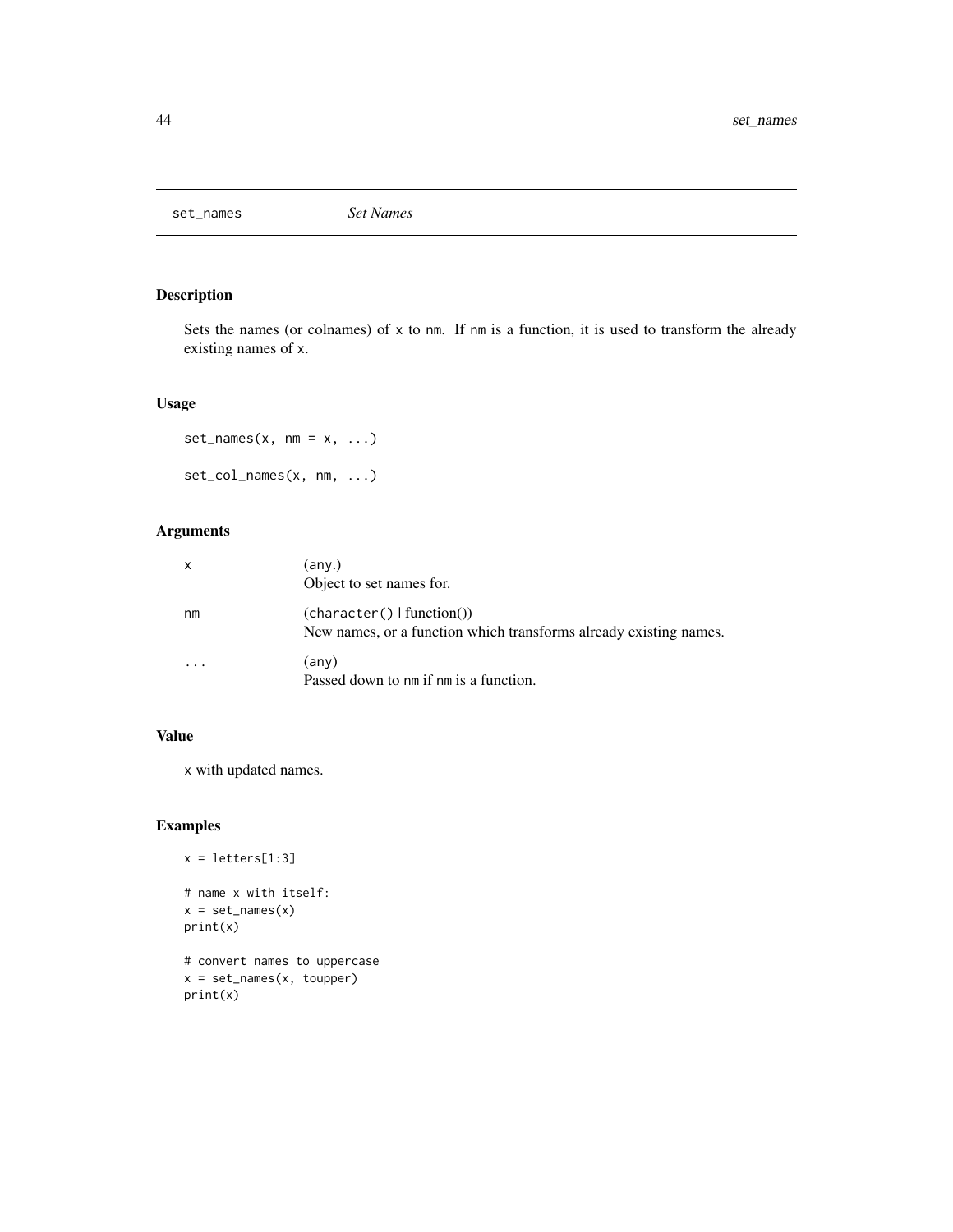## set_names — *Set Names*

### Description

Sets the names (or colnames) of x to nm. If nm is a function, it is used to transform the already existing names of x.

### Usage

```
set_names(x, nm = x, ...)

set_col_names(x, nm, ...)
```

### Arguments

| | |
|---|---|
| x | (any.) Object to set names for. |
| nm | (character() \| function()) New names, or a function which transforms already existing names. |
| ... | (any) Passed down to nm if nm is a function. |

### Value

x with updated names.

### Examples

```
x = letters[1:3]

# name x with itself:
x = set_names(x)
print(x)

# convert names to uppercase
x = set_names(x, toupper)
print(x)
```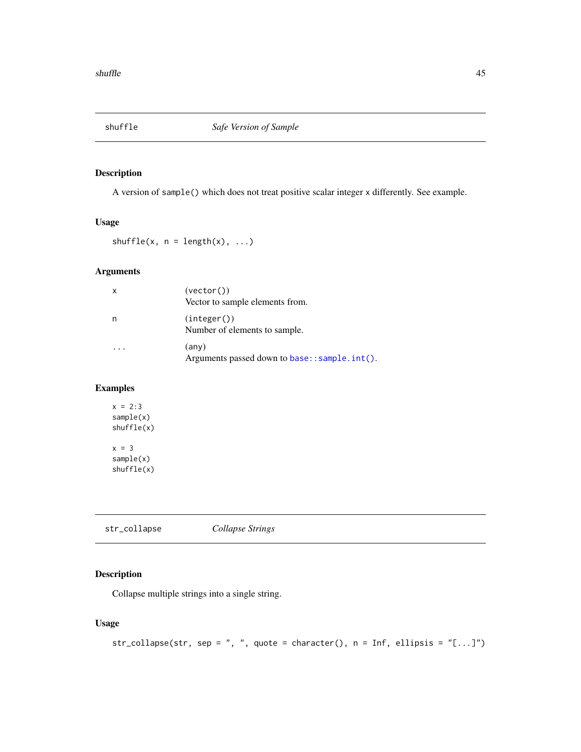## shuffle — *Safe Version of Sample*

### Description

A version of `sample()` which does not treat positive scalar integer `x` differently. See example.

### Usage

```
shuffle(x, n = length(x), ...)
```

### Arguments

| | |
|---|---|
| `x` | (`vector()`)<br>Vector to sample elements from. |
| `n` | (`integer()`)<br>Number of elements to sample. |
| `...` | (any)<br>Arguments passed down to `base::sample.int()`. |

### Examples

```
x = 2:3
sample(x)
shuffle(x)

x = 3
sample(x)
shuffle(x)
```

## str_collapse — *Collapse Strings*

### Description

Collapse multiple strings into a single string.

### Usage

```
str_collapse(str, sep = ", ", quote = character(), n = Inf, ellipsis = "[...]")
```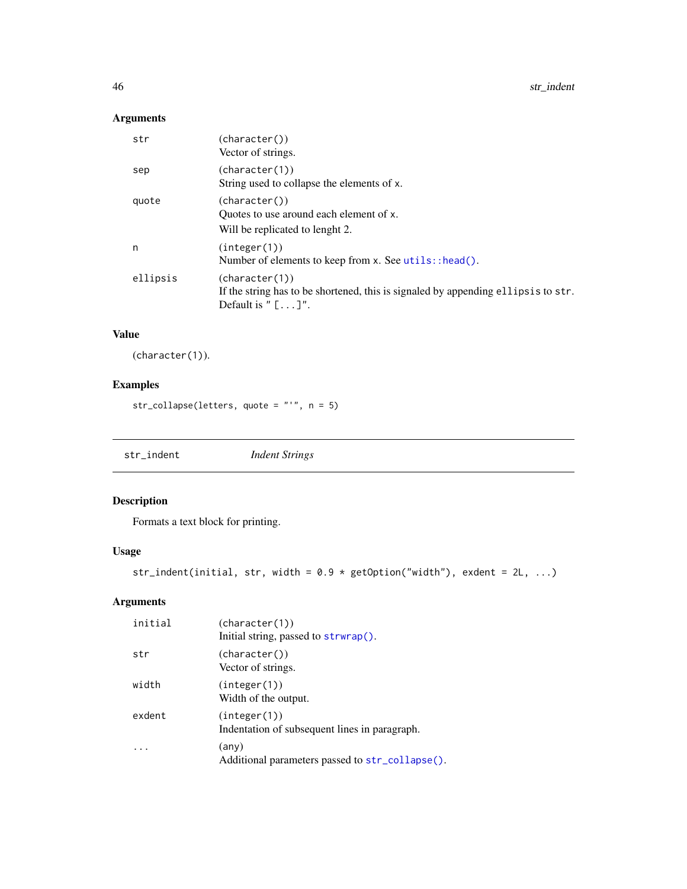### Arguments

| | |
|---|---|
| `str` | (`character()`) Vector of strings. |
| `sep` | (`character(1)`) String used to collapse the elements of `x`. |
| `quote` | (`character()`) Quotes to use around each element of `x`. Will be replicated to lenght 2. |
| `n` | (`integer(1)`) Number of elements to keep from `x`. See `utils::head()`. |
| `ellipsis` | (`character(1)`) If the string has to be shortened, this is signaled by appending `ellipsis` to `str`. Default is `" [...]"`. |

### Value

(`character(1)`).

### Examples

```
str_collapse(letters, quote = "'", n = 5)
```

---

## str_indent — *Indent Strings*

### Description

Formats a text block for printing.

### Usage

```
str_indent(initial, str, width = 0.9 * getOption("width"), exdent = 2L, ...)
```

### Arguments

| | |
|---|---|
| `initial` | (`character(1)`) Initial string, passed to `strwrap()`. |
| `str` | (`character()`) Vector of strings. |
| `width` | (`integer(1)`) Width of the output. |
| `exdent` | (`integer(1)`) Indentation of subsequent lines in paragraph. |
| `...` | (any) Additional parameters passed to `str_collapse()`. |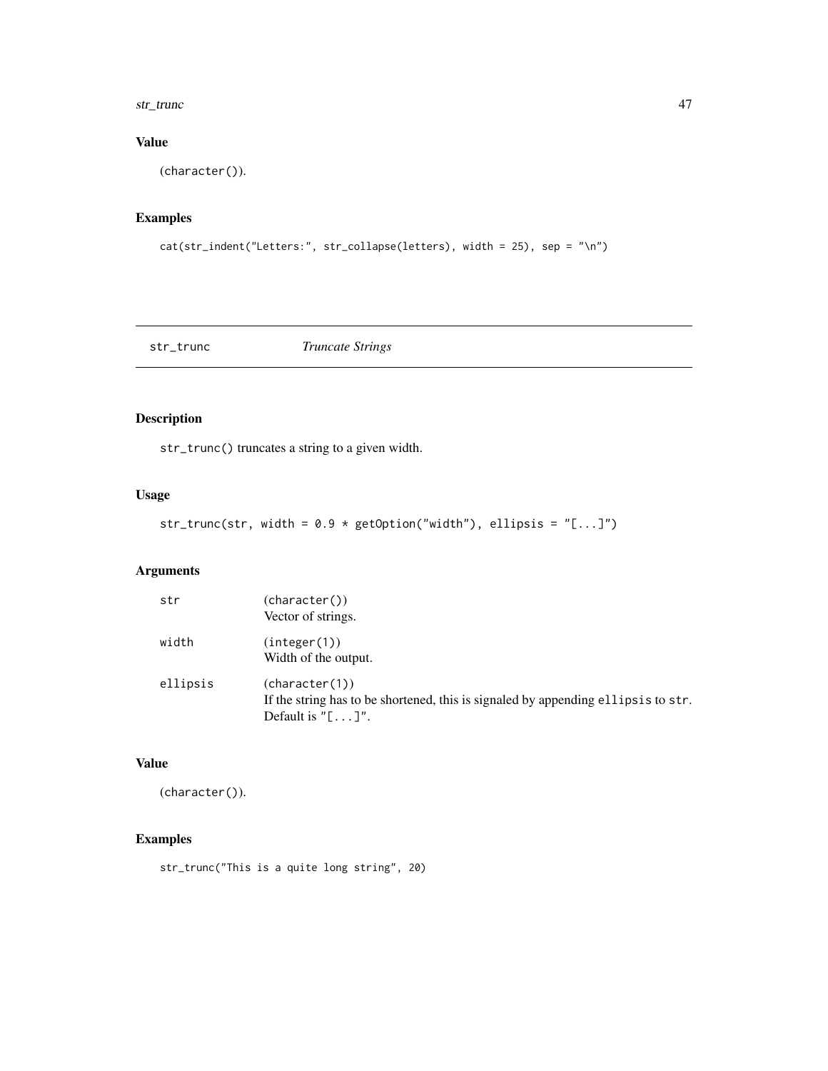## Value

(character()).

## Examples

```
cat(str_indent("Letters:", str_collapse(letters), width = 25), sep = "\n")
```

---

# str_trunc *Truncate Strings*

## Description

str_trunc() truncates a string to a given width.

## Usage

```
str_trunc(str, width = 0.9 * getOption("width"), ellipsis = "[...]")
```

## Arguments

| | |
|---|---|
| str | (character())<br>Vector of strings. |
| width | (integer(1))<br>Width of the output. |
| ellipsis | (character(1))<br>If the string has to be shortened, this is signaled by appending ellipsis to str. Default is "[...]". |

## Value

(character()).

## Examples

```
str_trunc("This is a quite long string", 20)
```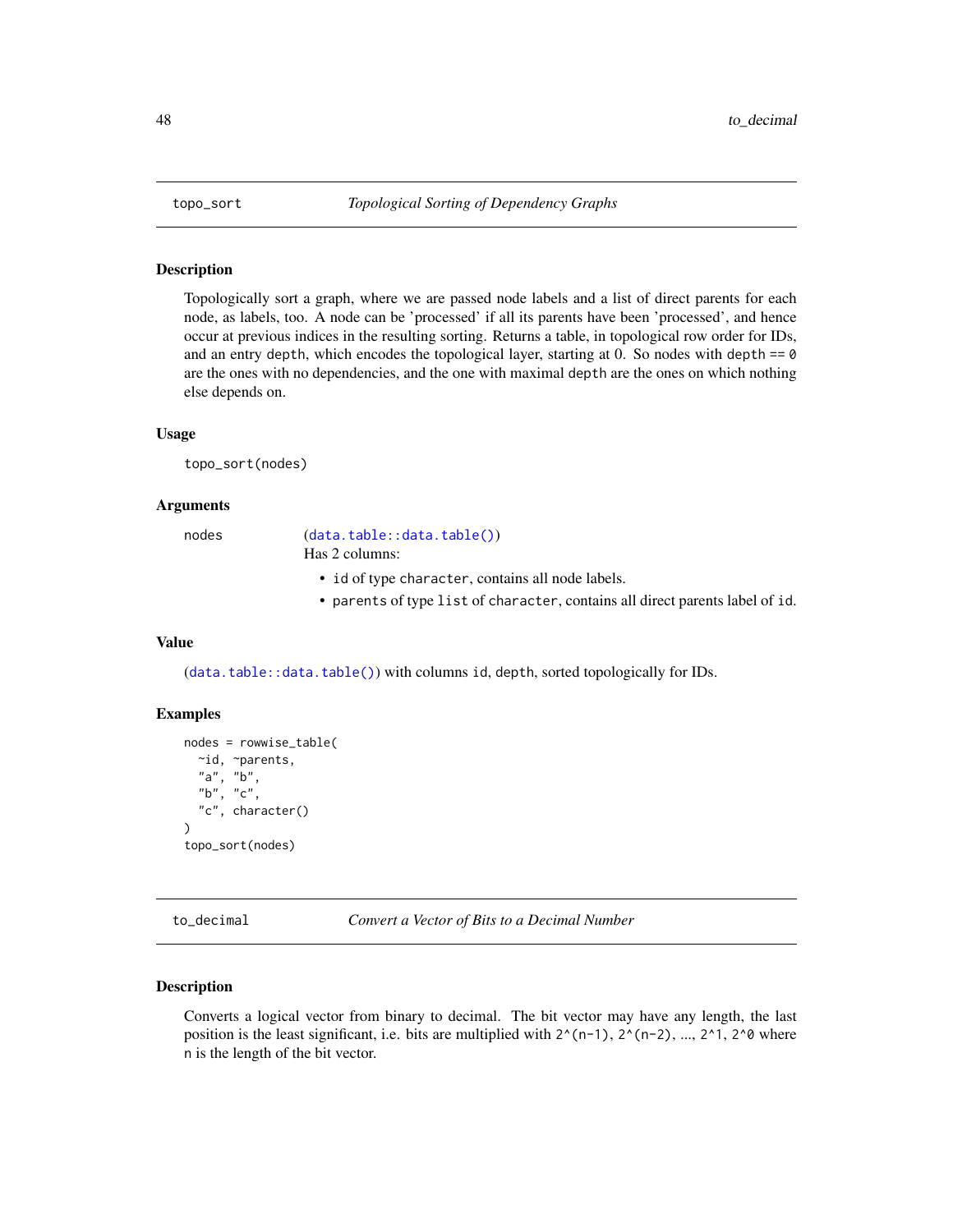## topo_sort — *Topological Sorting of Dependency Graphs*

### Description

Topologically sort a graph, where we are passed node labels and a list of direct parents for each node, as labels, too. A node can be 'processed' if all its parents have been 'processed', and hence occur at previous indices in the resulting sorting. Returns a table, in topological row order for IDs, and an entry `depth`, which encodes the topological layer, starting at 0. So nodes with `depth == 0` are the ones with no dependencies, and the one with maximal `depth` are the ones on which nothing else depends on.

### Usage

```
topo_sort(nodes)
```

### Arguments

| | |
|---|---|
| `nodes` | (`data.table::data.table()`) Has 2 columns: <br>• `id` of type `character`, contains all node labels. <br>• `parents` of type `list` of `character`, contains all direct parents label of `id`. |

### Value

(`data.table::data.table()`) with columns `id`, `depth`, sorted topologically for IDs.

### Examples

```
nodes = rowwise_table(
  ~id, ~parents,
  "a", "b",
  "b", "c",
  "c", character()
)
topo_sort(nodes)
```

## to_decimal — *Convert a Vector of Bits to a Decimal Number*

### Description

Converts a logical vector from binary to decimal. The bit vector may have any length, the last position is the least significant, i.e. bits are multiplied with `2^(n-1)`, `2^(n-2)`, ..., `2^1`, `2^0` where `n` is the length of the bit vector.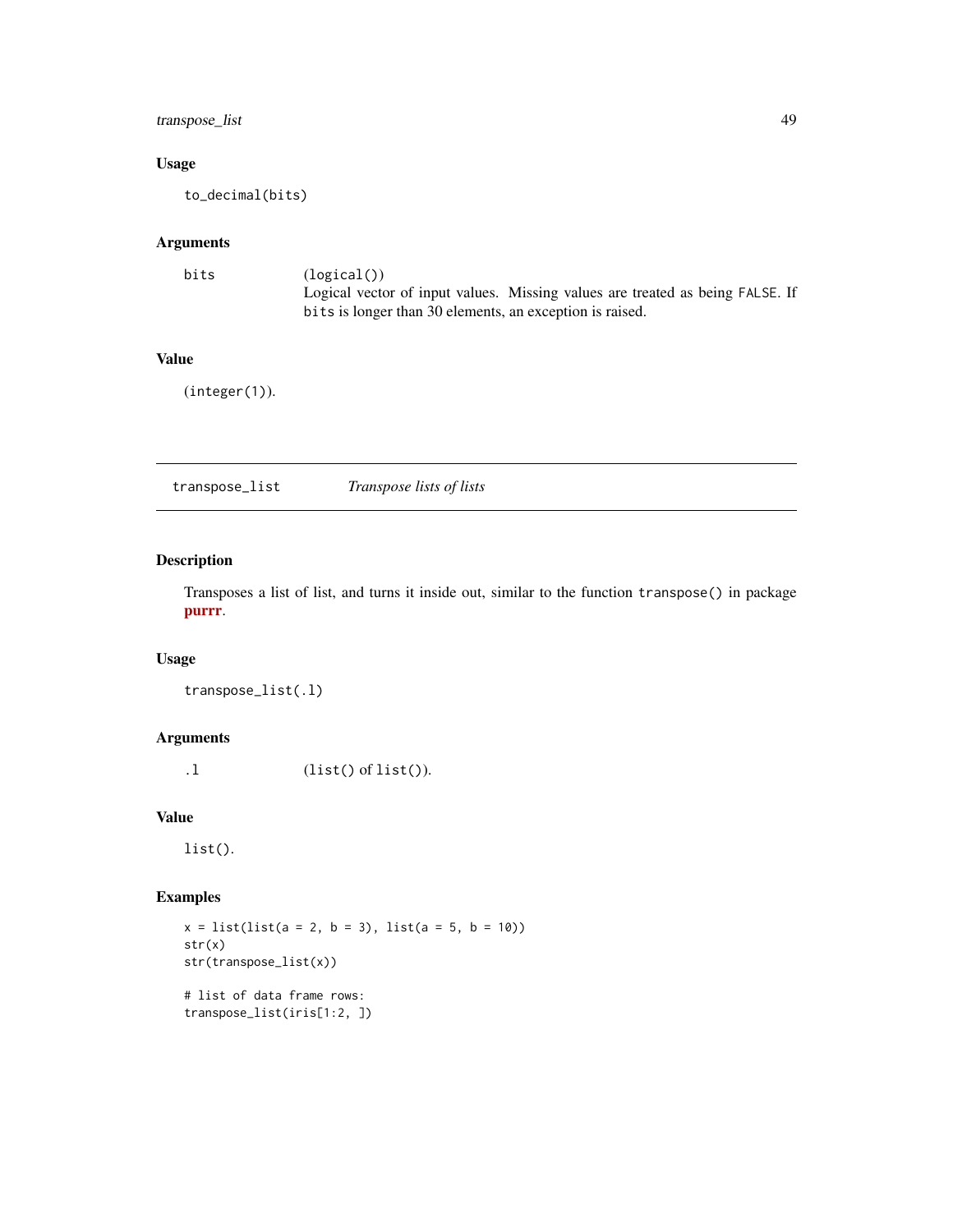### Usage

```
to_decimal(bits)
```

### Arguments

| | |
|---|---|
| bits | (logical()) Logical vector of input values. Missing values are treated as being FALSE. If bits is longer than 30 elements, an exception is raised. |

### Value

(integer(1)).

---

## transpose_list — *Transpose lists of lists*

### Description

Transposes a list of list, and turns it inside out, similar to the function transpose() in package **purrr**.

### Usage

```
transpose_list(.l)
```

### Arguments

| | |
|---|---|
| .l | (list() of list()). |

### Value

list().

### Examples

```
x = list(list(a = 2, b = 3), list(a = 5, b = 10))
str(x)
str(transpose_list(x))

# list of data frame rows:
transpose_list(iris[1:2, ])
```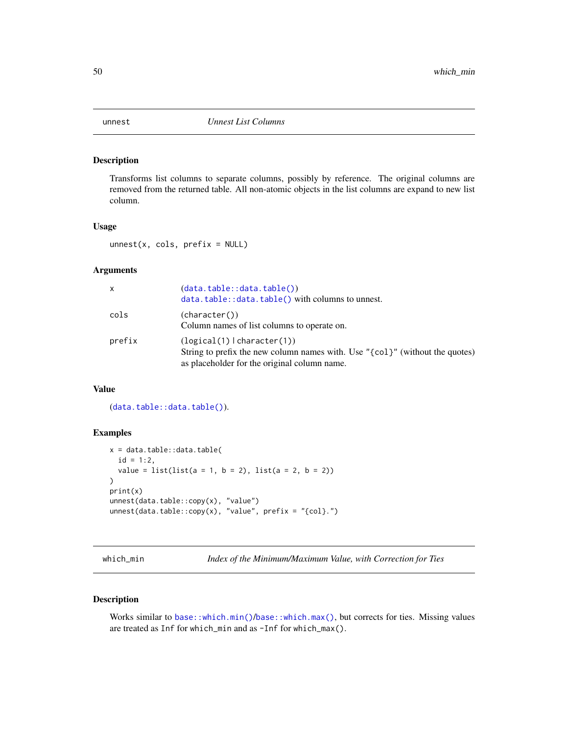## unnest — *Unnest List Columns*

### Description

Transforms list columns to separate columns, possibly by reference. The original columns are removed from the returned table. All non-atomic objects in the list columns are expand to new list column.

### Usage

```
unnest(x, cols, prefix = NULL)
```

### Arguments

| | |
|---|---|
| x | (`data.table::data.table()`) `data.table::data.table()` with columns to unnest. |
| cols | (`character()`) Column names of list columns to operate on. |
| prefix | (`logical(1)` \| `character(1)`) String to prefix the new column names with. Use `"{col}"` (without the quotes) as placeholder for the original column name. |

### Value

(`data.table::data.table()`).

### Examples

```
x = data.table::data.table(
  id = 1:2,
  value = list(list(a = 1, b = 2), list(a = 2, b = 2))
)
print(x)
unnest(data.table::copy(x), "value")
unnest(data.table::copy(x), "value", prefix = "{col}.")
```

## which_min — *Index of the Minimum/Maximum Value, with Correction for Ties*

### Description

Works similar to `base::which.min()`/`base::which.max()`, but corrects for ties. Missing values are treated as `Inf` for `which_min` and as `-Inf` for `which_max()`.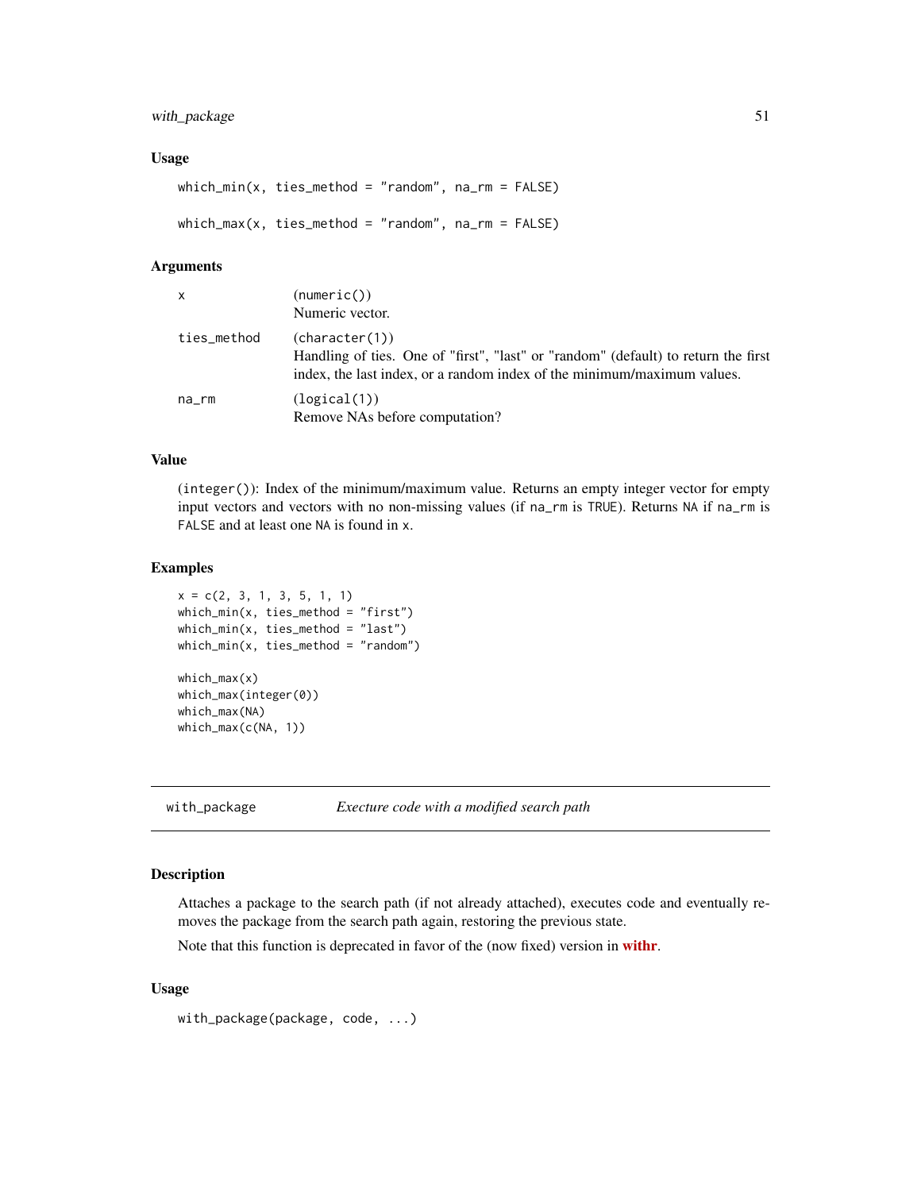### Usage

```
which_min(x, ties_method = "random", na_rm = FALSE)

which_max(x, ties_method = "random", na_rm = FALSE)
```

### Arguments

| | |
|---|---|
| x | (numeric())<br>Numeric vector. |
| ties_method | (character(1))<br>Handling of ties. One of "first", "last" or "random" (default) to return the first index, the last index, or a random index of the minimum/maximum values. |
| na_rm | (logical(1))<br>Remove NAs before computation? |

### Value

(integer()): Index of the minimum/maximum value. Returns an empty integer vector for empty input vectors and vectors with no non-missing values (if na_rm is TRUE). Returns NA if na_rm is FALSE and at least one NA is found in x.

### Examples

```
x = c(2, 3, 1, 3, 5, 1, 1)
which_min(x, ties_method = "first")
which_min(x, ties_method = "last")
which_min(x, ties_method = "random")

which_max(x)
which_max(integer(0))
which_max(NA)
which_max(c(NA, 1))
```

---

## with_package — *Execture code with a modified search path*

### Description

Attaches a package to the search path (if not already attached), executes code and eventually removes the package from the search path again, restoring the previous state.

Note that this function is deprecated in favor of the (now fixed) version in **withr**.

### Usage

```
with_package(package, code, ...)
```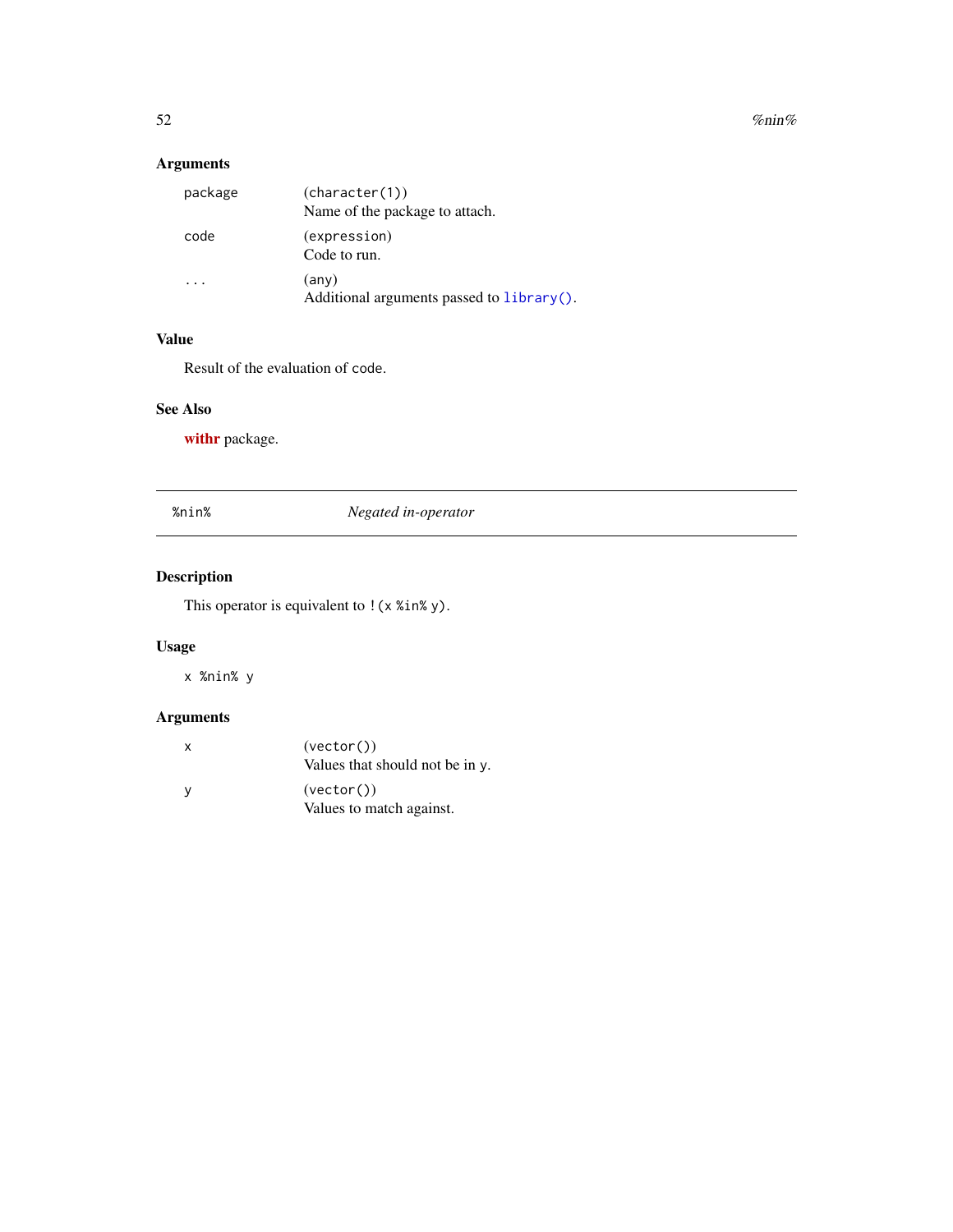### Arguments

| | |
|---|---|
| `package` | `(character(1))` Name of the package to attach. |
| `code` | `(expression)` Code to run. |
| `...` | `(any)` Additional arguments passed to `library()`. |

### Value

Result of the evaluation of `code`.

### See Also

**withr** package.

---

## `%nin%` *Negated in-operator*

---

### Description

This operator is equivalent to `!(x %in% y)`.

### Usage

```
x %nin% y
```

### Arguments

| | |
|---|---|
| `x` | `(vector())` Values that should not be in `y`. |
| `y` | `(vector())` Values to match against. |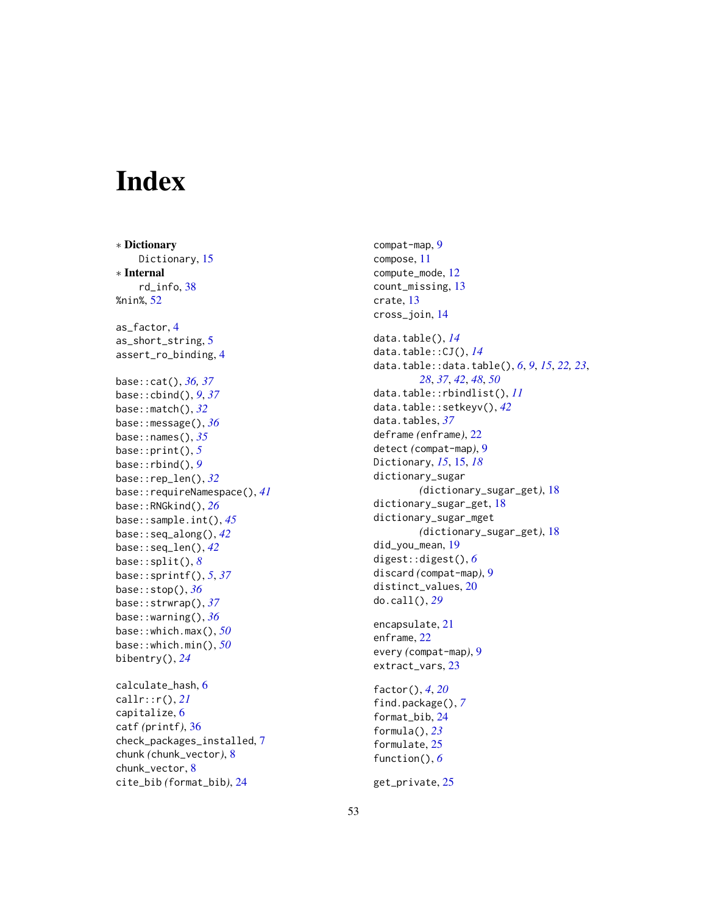# Index

∗ **Dictionary**
  Dictionary, 15
∗ **Internal**
  rd_info, 38
%nin%, 52

as_factor, 4
as_short_string, 5
assert_ro_binding, 4

base::cat(), *36, 37*
base::cbind(), *9*, *37*
base::match(), *32*
base::message(), *36*
base::names(), *35*
base::print(), *5*
base::rbind(), *9*
base::rep_len(), *32*
base::requireNamespace(), *41*
base::RNGkind(), *26*
base::sample.int(), *45*
base::seq_along(), *42*
base::seq_len(), *42*
base::split(), *8*
base::sprintf(), *5*, *37*
base::stop(), *36*
base::strwrap(), *37*
base::warning(), *36*
base::which.max(), *50*
base::which.min(), *50*
bibentry(), *24*

calculate_hash, 6
callr::r(), *21*
capitalize, 6
catf *(*printf*)*, 36
check_packages_installed, 7
chunk *(*chunk_vector*)*, 8
chunk_vector, 8
cite_bib *(*format_bib*)*, 24

compat-map, 9
compose, 11
compute_mode, 12
count_missing, 13
crate, 13
cross_join, 14

data.table(), *14*
data.table::CJ(), *14*
data.table::data.table(), *6*, *9*, *15*, *22, 23*, *28*, *37*, *42*, *48*, *50*
data.table::rbindlist(), *11*
data.table::setkeyv(), *42*
data.tables, *37*
deframe *(*enframe*)*, 22
detect *(*compat-map*)*, 9
Dictionary, *15*, 15, *18*
dictionary_sugar *(*dictionary_sugar_get*)*, 18
dictionary_sugar_get, 18
dictionary_sugar_mget *(*dictionary_sugar_get*)*, 18
did_you_mean, 19
digest::digest(), *6*
discard *(*compat-map*)*, 9
distinct_values, 20
do.call(), *29*

encapsulate, 21
enframe, 22
every *(*compat-map*)*, 9
extract_vars, 23

factor(), *4*, *20*
find.package(), *7*
format_bib, 24
formula(), *23*
formulate, 25
function(), *6*

get_private, 25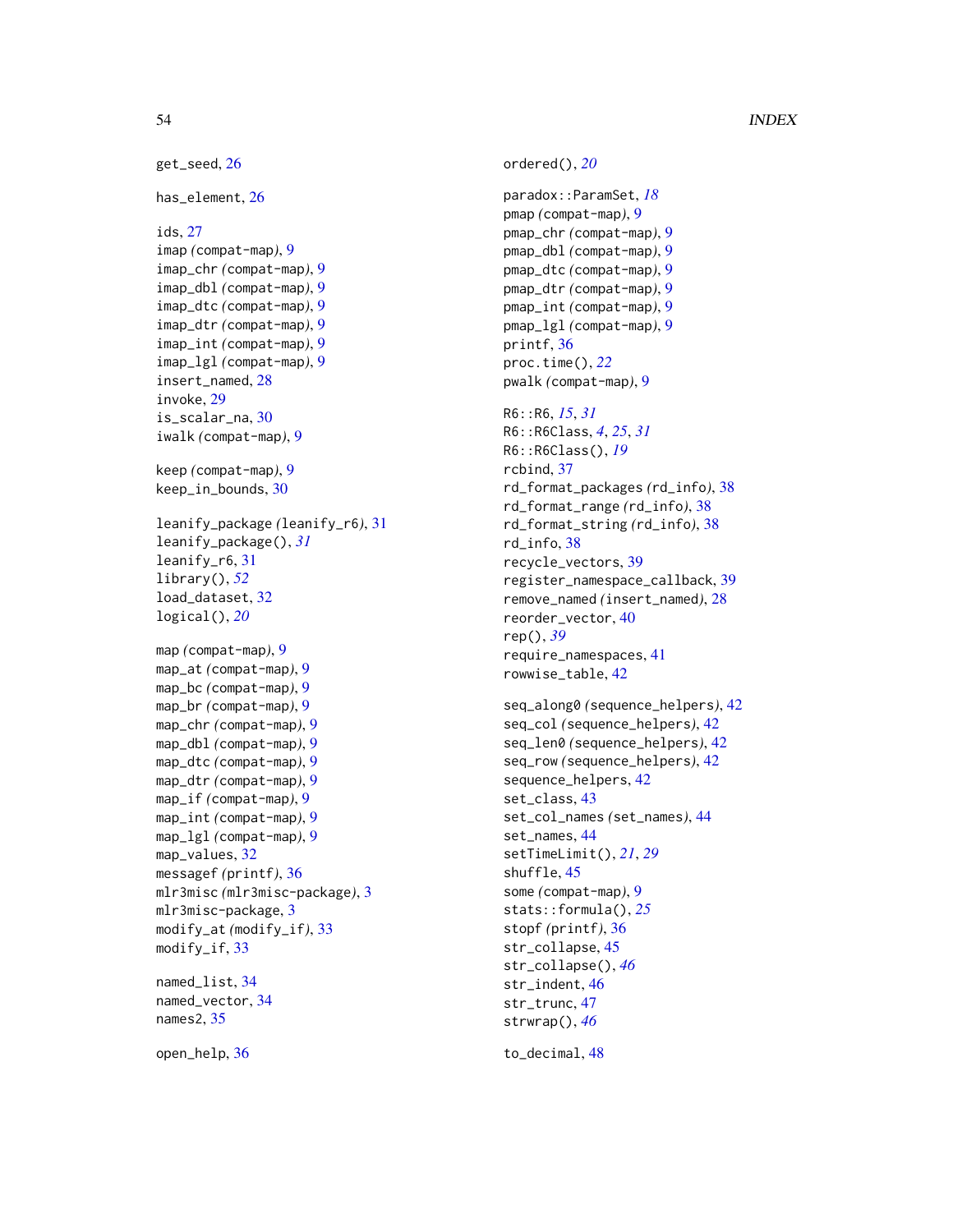get_seed, 26

has_element, 26

ids, 27
imap (compat-map), 9
imap_chr (compat-map), 9
imap_dbl (compat-map), 9
imap_dtc (compat-map), 9
imap_dtr (compat-map), 9
imap_int (compat-map), 9
imap_lgl (compat-map), 9
insert_named, 28
invoke, 29
is_scalar_na, 30
iwalk (compat-map), 9

keep (compat-map), 9
keep_in_bounds, 30

leanify_package (leanify_r6), 31
leanify_package(), *31*
leanify_r6, 31
library(), *52*
load_dataset, 32
logical(), *20*

map (compat-map), 9
map_at (compat-map), 9
map_bc (compat-map), 9
map_br (compat-map), 9
map_chr (compat-map), 9
map_dbl (compat-map), 9
map_dtc (compat-map), 9
map_dtr (compat-map), 9
map_if (compat-map), 9
map_int (compat-map), 9
map_lgl (compat-map), 9
map_values, 32
messagef (printf), 36
mlr3misc (mlr3misc-package), 3
mlr3misc-package, 3
modify_at (modify_if), 33
modify_if, 33

named_list, 34
named_vector, 34
names2, 35

open_help, 36

ordered(), *20*

paradox::ParamSet, *18*
pmap (compat-map), 9
pmap_chr (compat-map), 9
pmap_dbl (compat-map), 9
pmap_dtc (compat-map), 9
pmap_dtr (compat-map), 9
pmap_int (compat-map), 9
pmap_lgl (compat-map), 9
printf, 36
proc.time(), *22*
pwalk (compat-map), 9

R6::R6, *15*, *31*
R6::R6Class, *4*, *25*, *31*
R6::R6Class(), *19*
rcbind, 37
rd_format_packages (rd_info), 38
rd_format_range (rd_info), 38
rd_format_string (rd_info), 38
rd_info, 38
recycle_vectors, 39
register_namespace_callback, 39
remove_named (insert_named), 28
reorder_vector, 40
rep(), *39*
require_namespaces, 41
rowwise_table, 42

seq_along0 (sequence_helpers), 42
seq_col (sequence_helpers), 42
seq_len0 (sequence_helpers), 42
seq_row (sequence_helpers), 42
sequence_helpers, 42
set_class, 43
set_col_names (set_names), 44
set_names, 44
setTimeLimit(), *21*, *29*
shuffle, 45
some (compat-map), 9
stats::formula(), *25*
stopf (printf), 36
str_collapse, 45
str_collapse(), *46*
str_indent, 46
str_trunc, 47
strwrap(), *46*

to_decimal, 48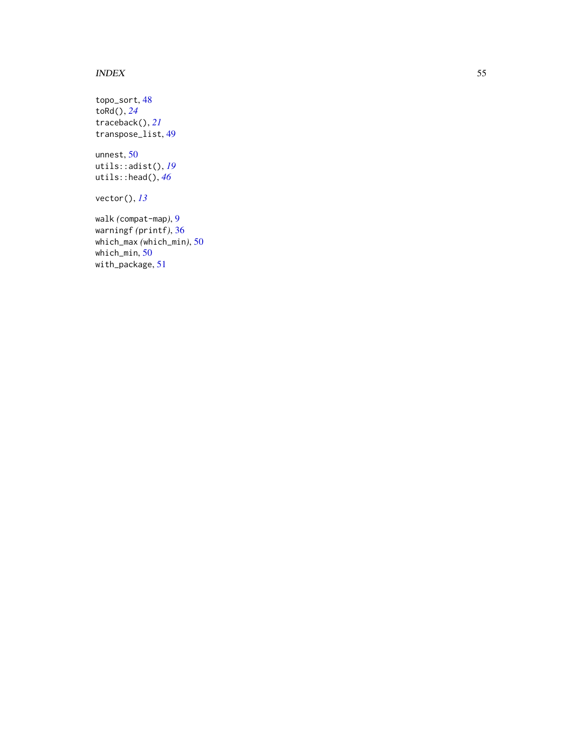topo_sort, 48
toRd(), *24*
traceback(), *21*
transpose_list, 49

unnest, 50
utils::adist(), *19*
utils::head(), *46*

vector(), *13*

walk *(*compat-map*)*, 9
warningf *(*printf*)*, 36
which_max *(*which_min*)*, 50
which_min, 50
with_package, 51